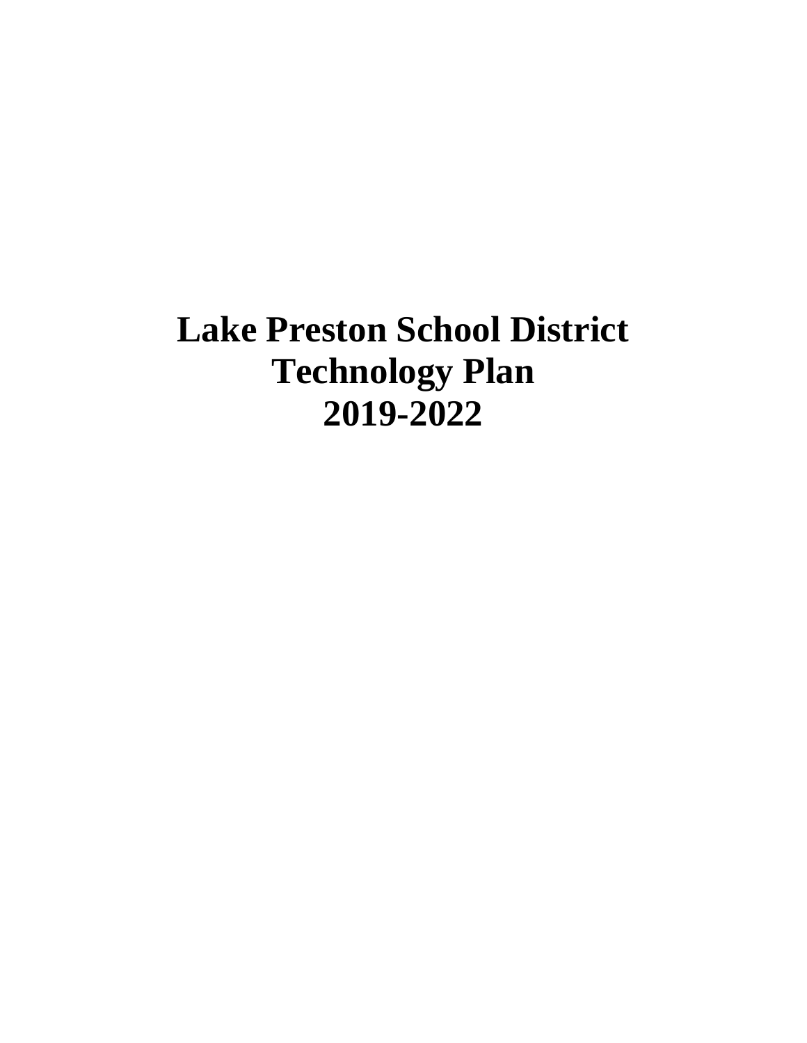# Lake Preston School District
# Technology Plan
# 2019-2022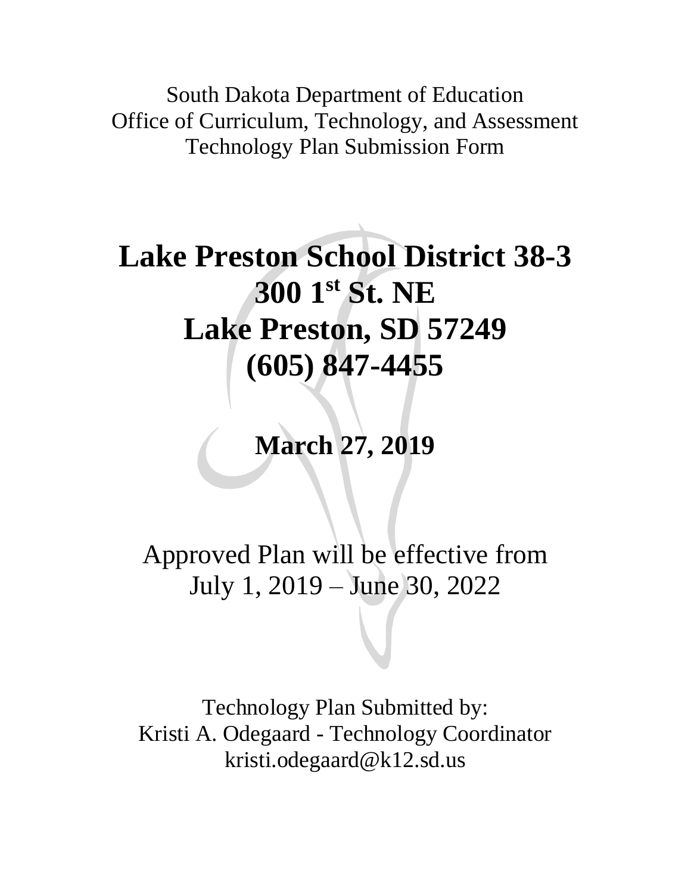South Dakota Department of Education
Office of Curriculum, Technology, and Assessment
Technology Plan Submission Form

# Lake Preston School District 38-3
# 300 1st St. NE
# Lake Preston, SD 57249
# (605) 847-4455

## March 27, 2019

Approved Plan will be effective from
July 1, 2019 – June 30, 2022

Technology Plan Submitted by:
Kristi A. Odegaard - Technology Coordinator
kristi.odegaard@k12.sd.us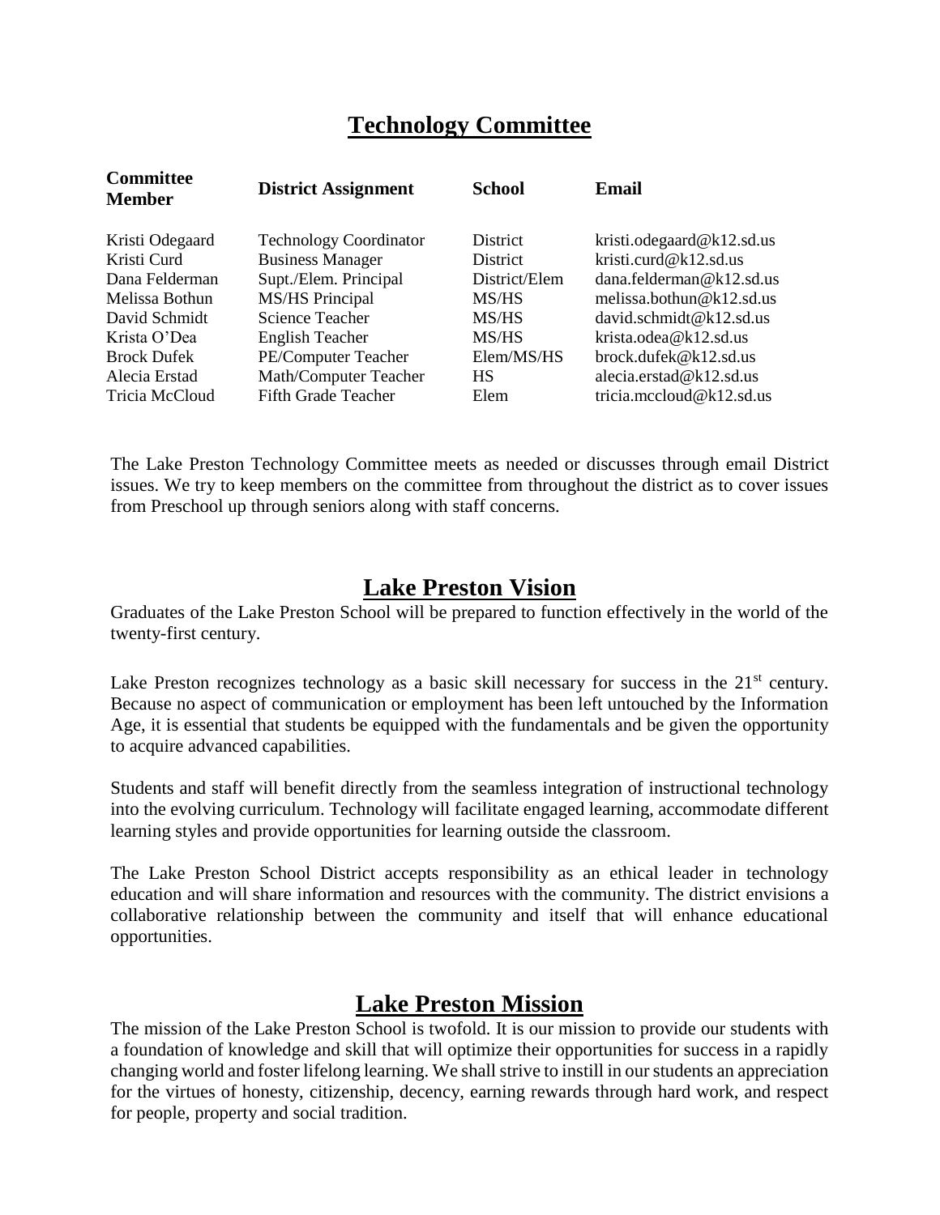## Technology Committee

| Committee Member | District Assignment | School | Email |
|---|---|---|---|
| Kristi Odegaard | Technology Coordinator | District | kristi.odegaard@k12.sd.us |
| Kristi Curd | Business Manager | District | kristi.curd@k12.sd.us |
| Dana Felderman | Supt./Elem. Principal | District/Elem | dana.felderman@k12.sd.us |
| Melissa Bothun | MS/HS Principal | MS/HS | melissa.bothun@k12.sd.us |
| David Schmidt | Science Teacher | MS/HS | david.schmidt@k12.sd.us |
| Krista O'Dea | English Teacher | MS/HS | krista.odea@k12.sd.us |
| Brock Dufek | PE/Computer Teacher | Elem/MS/HS | brock.dufek@k12.sd.us |
| Alecia Erstad | Math/Computer Teacher | HS | alecia.erstad@k12.sd.us |
| Tricia McCloud | Fifth Grade Teacher | Elem | tricia.mccloud@k12.sd.us |

The Lake Preston Technology Committee meets as needed or discusses through email District issues. We try to keep members on the committee from throughout the district as to cover issues from Preschool up through seniors along with staff concerns.

## Lake Preston Vision

Graduates of the Lake Preston School will be prepared to function effectively in the world of the twenty-first century.

Lake Preston recognizes technology as a basic skill necessary for success in the 21st century. Because no aspect of communication or employment has been left untouched by the Information Age, it is essential that students be equipped with the fundamentals and be given the opportunity to acquire advanced capabilities.

Students and staff will benefit directly from the seamless integration of instructional technology into the evolving curriculum. Technology will facilitate engaged learning, accommodate different learning styles and provide opportunities for learning outside the classroom.

The Lake Preston School District accepts responsibility as an ethical leader in technology education and will share information and resources with the community. The district envisions a collaborative relationship between the community and itself that will enhance educational opportunities.

## Lake Preston Mission

The mission of the Lake Preston School is twofold. It is our mission to provide our students with a foundation of knowledge and skill that will optimize their opportunities for success in a rapidly changing world and foster lifelong learning. We shall strive to instill in our students an appreciation for the virtues of honesty, citizenship, decency, earning rewards through hard work, and respect for people, property and social tradition.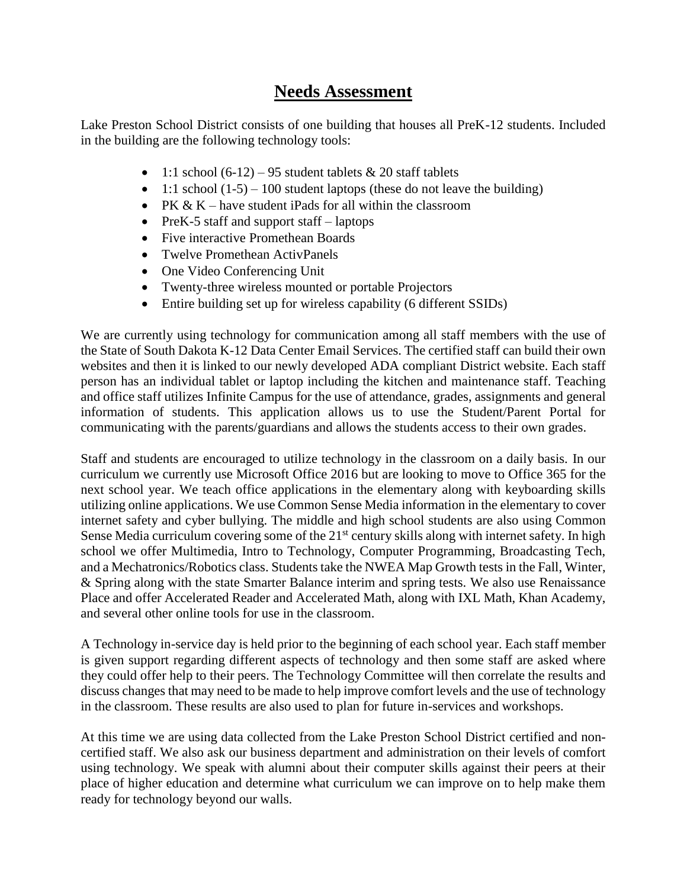# Needs Assessment

Lake Preston School District consists of one building that houses all PreK-12 students. Included in the building are the following technology tools:

- 1:1 school (6-12) – 95 student tablets & 20 staff tablets
- 1:1 school (1-5) – 100 student laptops (these do not leave the building)
- PK & K – have student iPads for all within the classroom
- PreK-5 staff and support staff – laptops
- Five interactive Promethean Boards
- Twelve Promethean ActivPanels
- One Video Conferencing Unit
- Twenty-three wireless mounted or portable Projectors
- Entire building set up for wireless capability (6 different SSIDs)

We are currently using technology for communication among all staff members with the use of the State of South Dakota K-12 Data Center Email Services. The certified staff can build their own websites and then it is linked to our newly developed ADA compliant District website. Each staff person has an individual tablet or laptop including the kitchen and maintenance staff. Teaching and office staff utilizes Infinite Campus for the use of attendance, grades, assignments and general information of students. This application allows us to use the Student/Parent Portal for communicating with the parents/guardians and allows the students access to their own grades.

Staff and students are encouraged to utilize technology in the classroom on a daily basis. In our curriculum we currently use Microsoft Office 2016 but are looking to move to Office 365 for the next school year. We teach office applications in the elementary along with keyboarding skills utilizing online applications. We use Common Sense Media information in the elementary to cover internet safety and cyber bullying. The middle and high school students are also using Common Sense Media curriculum covering some of the 21st century skills along with internet safety. In high school we offer Multimedia, Intro to Technology, Computer Programming, Broadcasting Tech, and a Mechatronics/Robotics class. Students take the NWEA Map Growth tests in the Fall, Winter, & Spring along with the state Smarter Balance interim and spring tests. We also use Renaissance Place and offer Accelerated Reader and Accelerated Math, along with IXL Math, Khan Academy, and several other online tools for use in the classroom.

A Technology in-service day is held prior to the beginning of each school year. Each staff member is given support regarding different aspects of technology and then some staff are asked where they could offer help to their peers. The Technology Committee will then correlate the results and discuss changes that may need to be made to help improve comfort levels and the use of technology in the classroom. These results are also used to plan for future in-services and workshops.

At this time we are using data collected from the Lake Preston School District certified and non-certified staff. We also ask our business department and administration on their levels of comfort using technology. We speak with alumni about their computer skills against their peers at their place of higher education and determine what curriculum we can improve on to help make them ready for technology beyond our walls.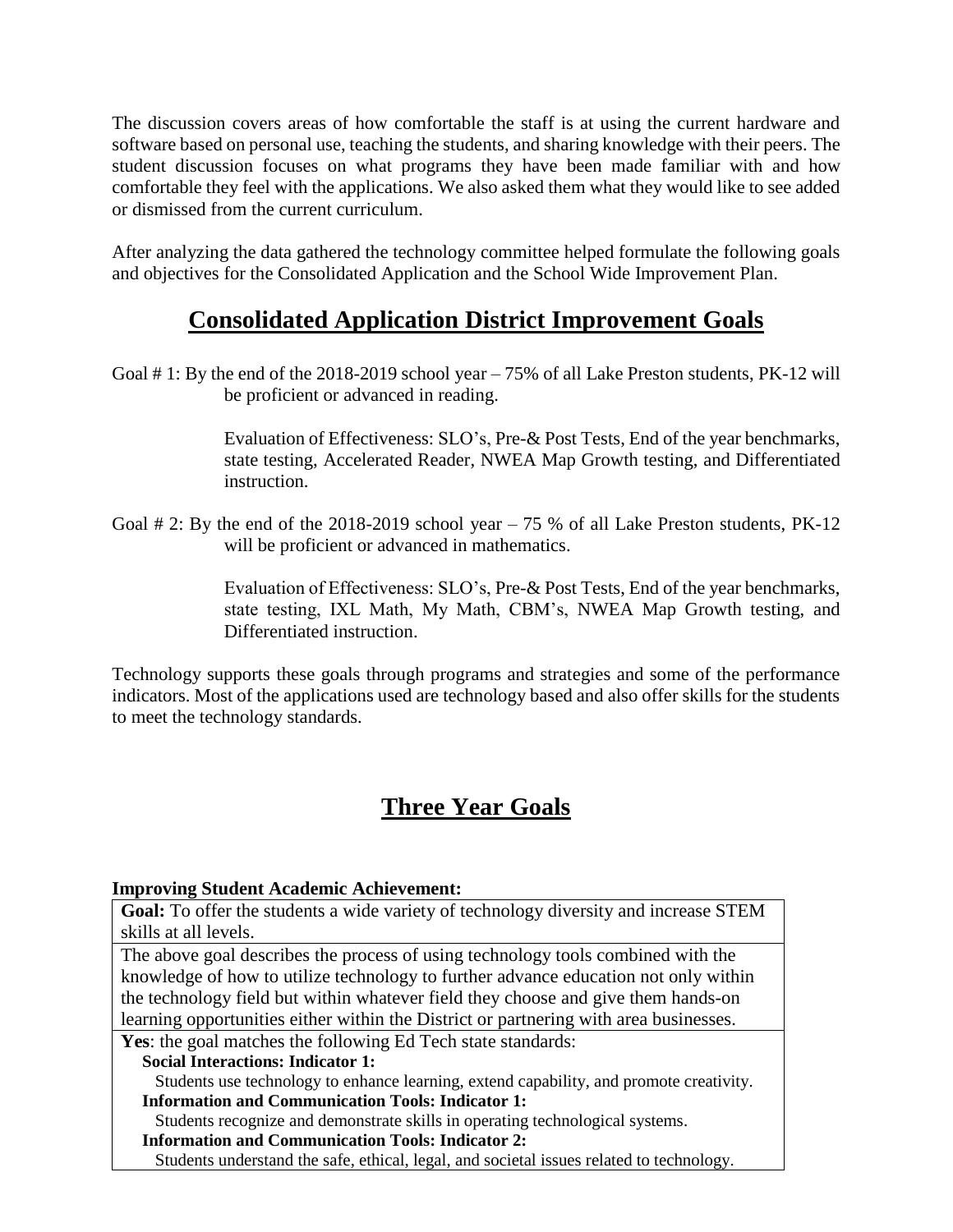The discussion covers areas of how comfortable the staff is at using the current hardware and software based on personal use, teaching the students, and sharing knowledge with their peers. The student discussion focuses on what programs they have been made familiar with and how comfortable they feel with the applications. We also asked them what they would like to see added or dismissed from the current curriculum.

After analyzing the data gathered the technology committee helped formulate the following goals and objectives for the Consolidated Application and the School Wide Improvement Plan.

## Consolidated Application District Improvement Goals

Goal # 1: By the end of the 2018-2019 school year – 75% of all Lake Preston students, PK-12 will be proficient or advanced in reading.

> Evaluation of Effectiveness: SLO's, Pre-& Post Tests, End of the year benchmarks, state testing, Accelerated Reader, NWEA Map Growth testing, and Differentiated instruction.

Goal # 2: By the end of the 2018-2019 school year – 75 % of all Lake Preston students, PK-12 will be proficient or advanced in mathematics.

> Evaluation of Effectiveness: SLO's, Pre-& Post Tests, End of the year benchmarks, state testing, IXL Math, My Math, CBM's, NWEA Map Growth testing, and Differentiated instruction.

Technology supports these goals through programs and strategies and some of the performance indicators. Most of the applications used are technology based and also offer skills for the students to meet the technology standards.

## Three Year Goals

**Improving Student Academic Achievement:**

| **Goal:** To offer the students a wide variety of technology diversity and increase STEM skills at all levels. |
| --- |
| The above goal describes the process of using technology tools combined with the knowledge of how to utilize technology to further advance education not only within the technology field but within whatever field they choose and give them hands-on learning opportunities either within the District or partnering with area businesses. |
| **Yes**: the goal matches the following Ed Tech state standards:<br>**Social Interactions: Indicator 1:**<br>Students use technology to enhance learning, extend capability, and promote creativity.<br>**Information and Communication Tools: Indicator 1:**<br>Students recognize and demonstrate skills in operating technological systems.<br>**Information and Communication Tools: Indicator 2:**<br>Students understand the safe, ethical, legal, and societal issues related to technology. |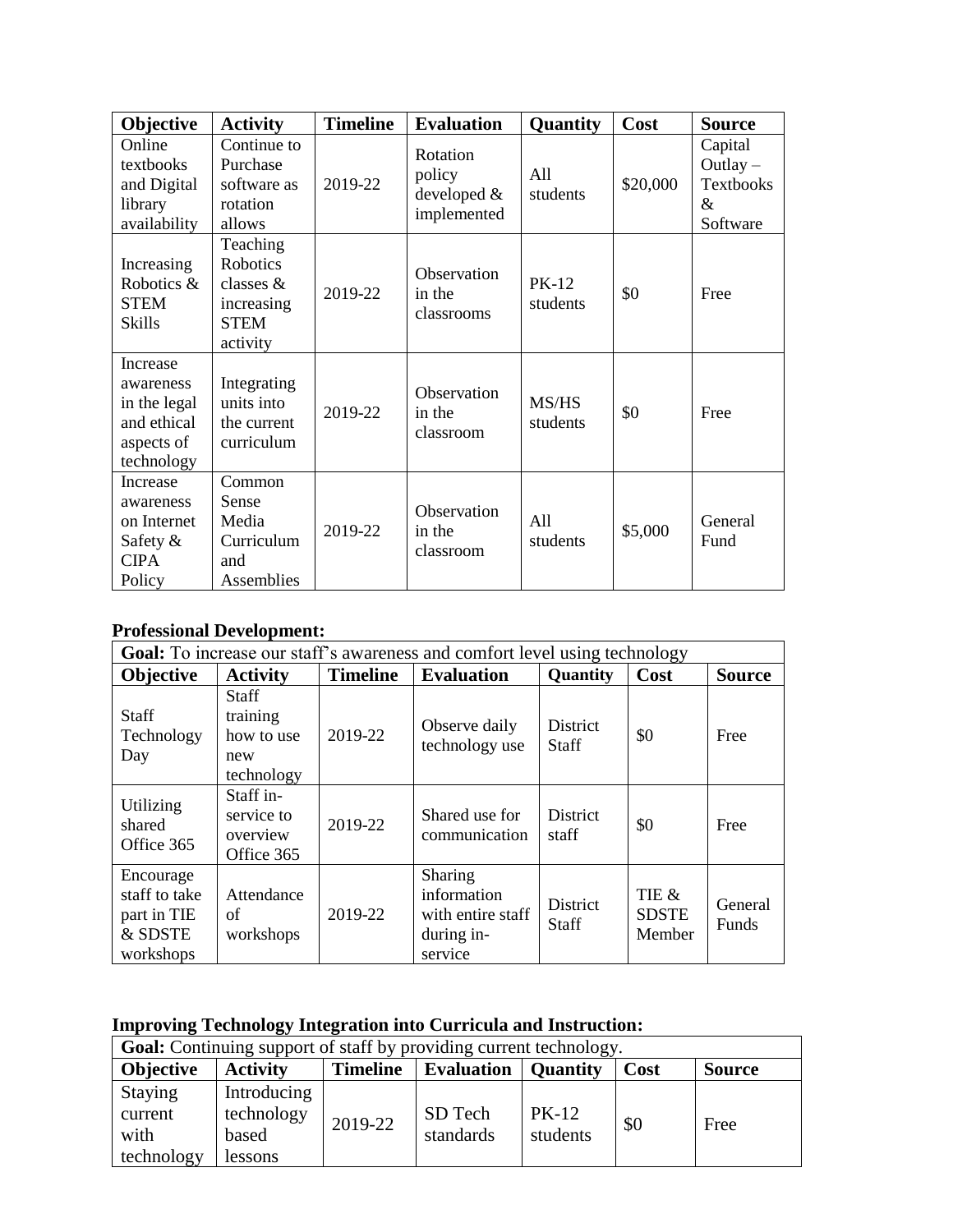| Objective | Activity | Timeline | Evaluation | Quantity | Cost | Source |
| --- | --- | --- | --- | --- | --- | --- |
| Online textbooks and Digital library availability | Continue to Purchase software as rotation allows | 2019-22 | Rotation policy developed & implemented | All students | $20,000 | Capital Outlay – Textbooks & Software |
| Increasing Robotics & STEM Skills | Teaching Robotics classes & increasing STEM activity | 2019-22 | Observation in the classrooms | PK-12 students | $0 | Free |
| Increase awareness in the legal and ethical aspects of technology | Integrating units into the current curriculum | 2019-22 | Observation in the classroom | MS/HS students | $0 | Free |
| Increase awareness on Internet Safety & CIPA Policy | Common Sense Media Curriculum and Assemblies | 2019-22 | Observation in the classroom | All students | $5,000 | General Fund |

**Professional Development:**

| **Goal:** To increase our staff's awareness and comfort level using technology | | | | | | |
| --- | --- | --- | --- | --- | --- | --- |
| **Objective** | **Activity** | **Timeline** | **Evaluation** | **Quantity** | **Cost** | **Source** |
| Staff Technology Day | Staff training how to use new technology | 2019-22 | Observe daily technology use | District Staff | $0 | Free |
| Utilizing shared Office 365 | Staff in-service to overview Office 365 | 2019-22 | Shared use for communication | District staff | $0 | Free |
| Encourage staff to take part in TIE & SDSTE workshops | Attendance of workshops | 2019-22 | Sharing information with entire staff during in-service | District Staff | TIE & SDSTE Member | General Funds |

**Improving Technology Integration into Curricula and Instruction:**

| **Goal:** Continuing support of staff by providing current technology. | | | | | | |
| --- | --- | --- | --- | --- | --- | --- |
| **Objective** | **Activity** | **Timeline** | **Evaluation** | **Quantity** | **Cost** | **Source** |
| Staying current with technology | Introducing technology based lessons | 2019-22 | SD Tech standards | PK-12 students | $0 | Free |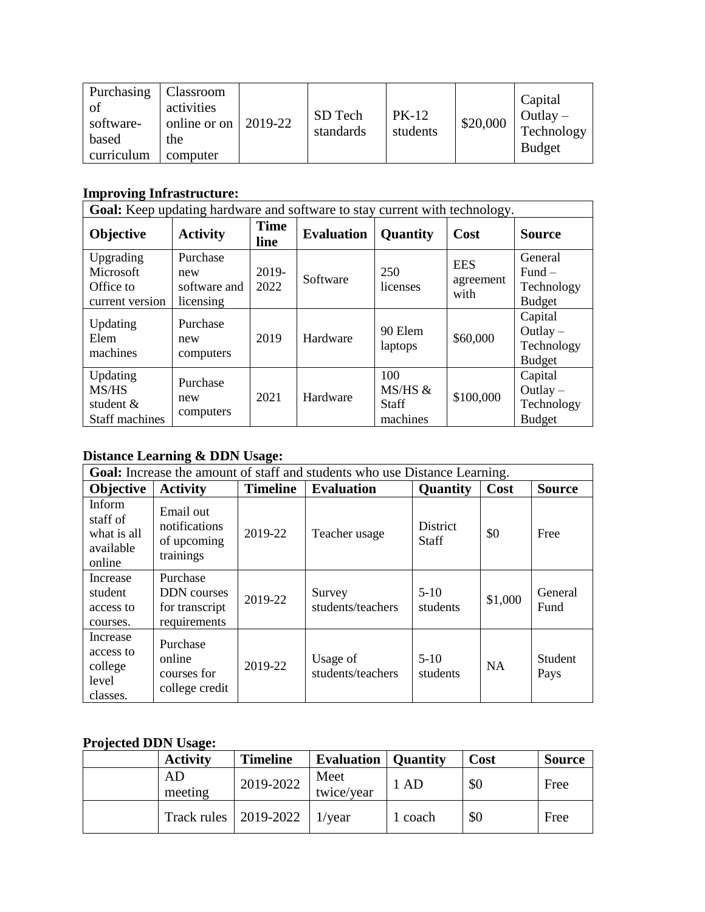| Purchasing of software-based curriculum | Classroom activities online or on the computer | 2019-22 | SD Tech standards | PK-12 students | $20,000 | Capital Outlay – Technology Budget |
|---|---|---|---|---|---|---|

**Improving Infrastructure:**

| **Goal:** Keep updating hardware and software to stay current with technology. | | | | | | |
|---|---|---|---|---|---|---|
| **Objective** | **Activity** | **Time line** | **Evaluation** | **Quantity** | **Cost** | **Source** |
| Upgrading Microsoft Office to current version | Purchase new software and licensing | 2019-2022 | Software | 250 licenses | EES agreement with | General Fund – Technology Budget |
| Updating Elem machines | Purchase new computers | 2019 | Hardware | 90 Elem laptops | $60,000 | Capital Outlay – Technology Budget |
| Updating MS/HS student & Staff machines | Purchase new computers | 2021 | Hardware | 100 MS/HS & Staff machines | $100,000 | Capital Outlay – Technology Budget |

**Distance Learning & DDN Usage:**

| **Goal:** Increase the amount of staff and students who use Distance Learning. | | | | | | |
|---|---|---|---|---|---|---|
| **Objective** | **Activity** | **Timeline** | **Evaluation** | **Quantity** | **Cost** | **Source** |
| Inform staff of what is all available online | Email out notifications of upcoming trainings | 2019-22 | Teacher usage | District Staff | $0 | Free |
| Increase student access to courses. | Purchase DDN courses for transcript requirements | 2019-22 | Survey students/teachers | 5-10 students | $1,000 | General Fund |
| Increase access to college level classes. | Purchase online courses for college credit | 2019-22 | Usage of students/teachers | 5-10 students | NA | Student Pays |

**Projected DDN Usage:**

| | **Activity** | **Timeline** | **Evaluation** | **Quantity** | **Cost** | **Source** |
|---|---|---|---|---|---|---|
| | AD meeting | 2019-2022 | Meet twice/year | 1 AD | $0 | Free |
| | Track rules | 2019-2022 | 1/year | 1 coach | $0 | Free |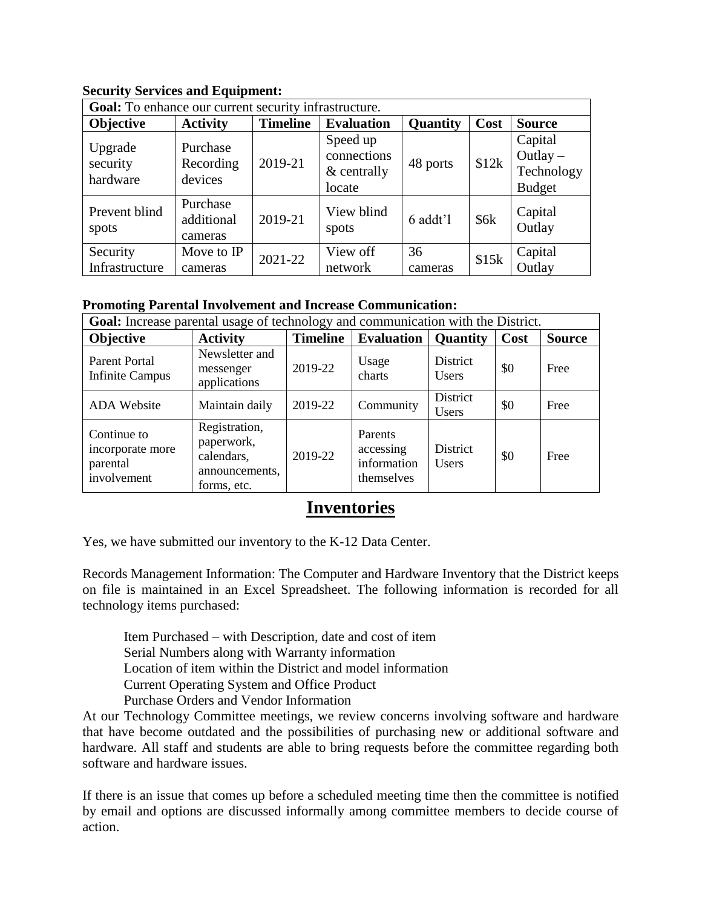**Security Services and Equipment:**

| **Goal:** To enhance our current security infrastructure. | | | | | | |
|---|---|---|---|---|---|---|
| **Objective** | **Activity** | **Timeline** | **Evaluation** | **Quantity** | **Cost** | **Source** |
| Upgrade security hardware | Purchase Recording devices | 2019-21 | Speed up connections & centrally locate | 48 ports | $12k | Capital Outlay – Technology Budget |
| Prevent blind spots | Purchase additional cameras | 2019-21 | View blind spots | 6 addt'l | $6k | Capital Outlay |
| Security Infrastructure | Move to IP cameras | 2021-22 | View off network | 36 cameras | $15k | Capital Outlay |

**Promoting Parental Involvement and Increase Communication:**

| **Goal:** Increase parental usage of technology and communication with the District. | | | | | | |
|---|---|---|---|---|---|---|
| **Objective** | **Activity** | **Timeline** | **Evaluation** | **Quantity** | **Cost** | **Source** |
| Parent Portal Infinite Campus | Newsletter and messenger applications | 2019-22 | Usage charts | District Users | $0 | Free |
| ADA Website | Maintain daily | 2019-22 | Community | District Users | $0 | Free |
| Continue to incorporate more parental involvement | Registration, paperwork, calendars, announcements, forms, etc. | 2019-22 | Parents accessing information themselves | District Users | $0 | Free |

# Inventories

Yes, we have submitted our inventory to the K-12 Data Center.

Records Management Information: The Computer and Hardware Inventory that the District keeps on file is maintained in an Excel Spreadsheet. The following information is recorded for all technology items purchased:

Item Purchased – with Description, date and cost of item
Serial Numbers along with Warranty information
Location of item within the District and model information
Current Operating System and Office Product
Purchase Orders and Vendor Information

At our Technology Committee meetings, we review concerns involving software and hardware that have become outdated and the possibilities of purchasing new or additional software and hardware. All staff and students are able to bring requests before the committee regarding both software and hardware issues.

If there is an issue that comes up before a scheduled meeting time then the committee is notified by email and options are discussed informally among committee members to decide course of action.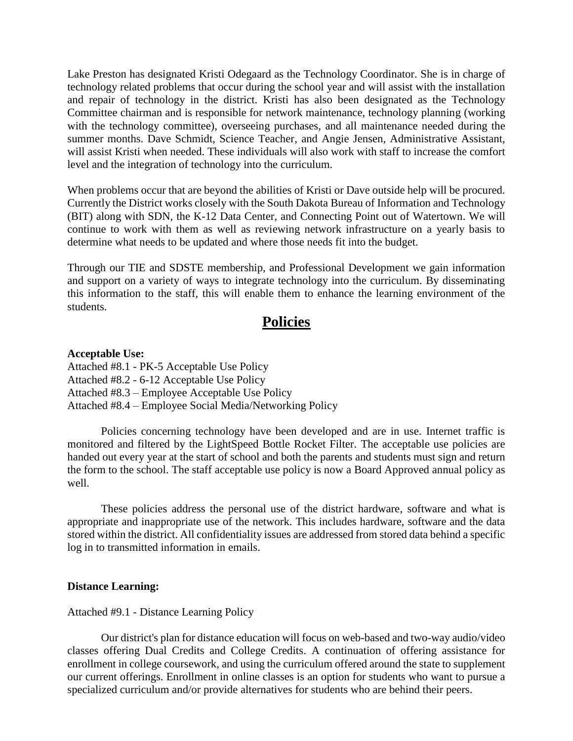Lake Preston has designated Kristi Odegaard as the Technology Coordinator. She is in charge of technology related problems that occur during the school year and will assist with the installation and repair of technology in the district. Kristi has also been designated as the Technology Committee chairman and is responsible for network maintenance, technology planning (working with the technology committee), overseeing purchases, and all maintenance needed during the summer months. Dave Schmidt, Science Teacher, and Angie Jensen, Administrative Assistant, will assist Kristi when needed. These individuals will also work with staff to increase the comfort level and the integration of technology into the curriculum.

When problems occur that are beyond the abilities of Kristi or Dave outside help will be procured. Currently the District works closely with the South Dakota Bureau of Information and Technology (BIT) along with SDN, the K-12 Data Center, and Connecting Point out of Watertown. We will continue to work with them as well as reviewing network infrastructure on a yearly basis to determine what needs to be updated and where those needs fit into the budget.

Through our TIE and SDSTE membership, and Professional Development we gain information and support on a variety of ways to integrate technology into the curriculum. By disseminating this information to the staff, this will enable them to enhance the learning environment of the students.

# Policies

**Acceptable Use:**

Attached #8.1 - PK-5 Acceptable Use Policy
Attached #8.2 - 6-12 Acceptable Use Policy
Attached #8.3 – Employee Acceptable Use Policy
Attached #8.4 – Employee Social Media/Networking Policy

Policies concerning technology have been developed and are in use. Internet traffic is monitored and filtered by the LightSpeed Bottle Rocket Filter. The acceptable use policies are handed out every year at the start of school and both the parents and students must sign and return the form to the school. The staff acceptable use policy is now a Board Approved annual policy as well.

These policies address the personal use of the district hardware, software and what is appropriate and inappropriate use of the network. This includes hardware, software and the data stored within the district. All confidentiality issues are addressed from stored data behind a specific log in to transmitted information in emails.

**Distance Learning:**

Attached #9.1 - Distance Learning Policy

Our district's plan for distance education will focus on web-based and two-way audio/video classes offering Dual Credits and College Credits. A continuation of offering assistance for enrollment in college coursework, and using the curriculum offered around the state to supplement our current offerings. Enrollment in online classes is an option for students who want to pursue a specialized curriculum and/or provide alternatives for students who are behind their peers.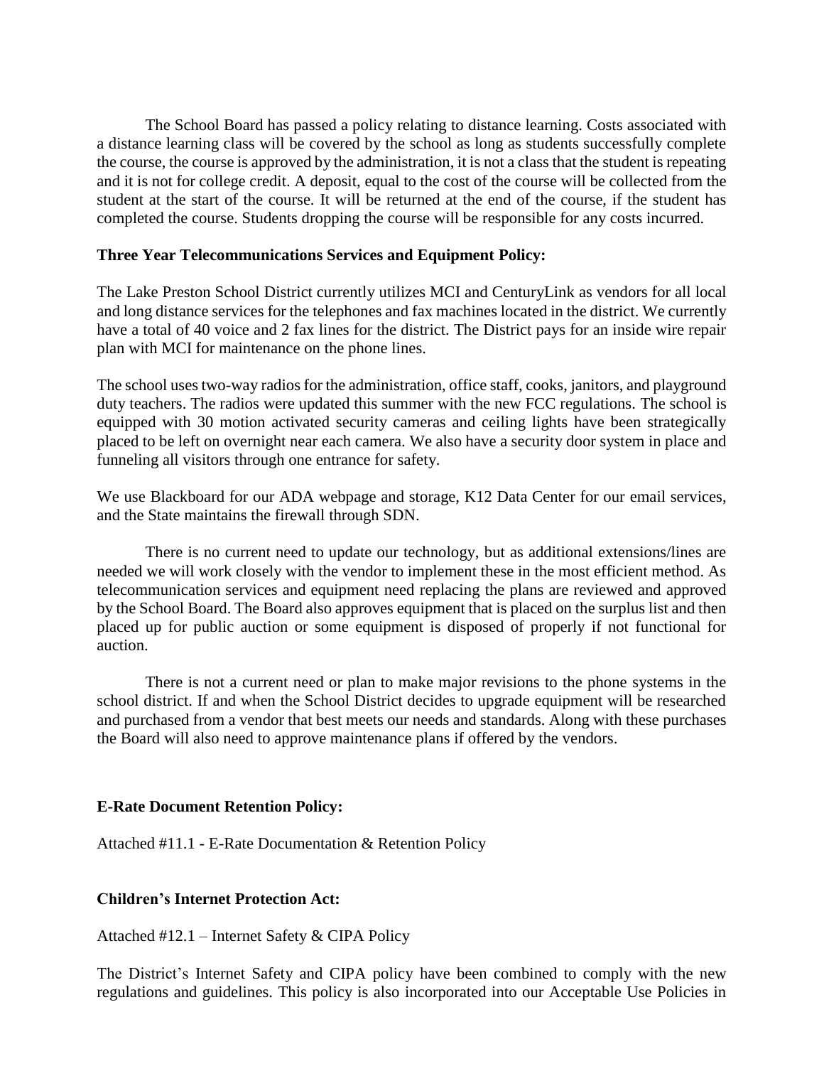The School Board has passed a policy relating to distance learning. Costs associated with a distance learning class will be covered by the school as long as students successfully complete the course, the course is approved by the administration, it is not a class that the student is repeating and it is not for college credit. A deposit, equal to the cost of the course will be collected from the student at the start of the course. It will be returned at the end of the course, if the student has completed the course. Students dropping the course will be responsible for any costs incurred.

**Three Year Telecommunications Services and Equipment Policy:**

The Lake Preston School District currently utilizes MCI and CenturyLink as vendors for all local and long distance services for the telephones and fax machines located in the district. We currently have a total of 40 voice and 2 fax lines for the district. The District pays for an inside wire repair plan with MCI for maintenance on the phone lines.

The school uses two-way radios for the administration, office staff, cooks, janitors, and playground duty teachers. The radios were updated this summer with the new FCC regulations. The school is equipped with 30 motion activated security cameras and ceiling lights have been strategically placed to be left on overnight near each camera. We also have a security door system in place and funneling all visitors through one entrance for safety.

We use Blackboard for our ADA webpage and storage, K12 Data Center for our email services, and the State maintains the firewall through SDN.

There is no current need to update our technology, but as additional extensions/lines are needed we will work closely with the vendor to implement these in the most efficient method. As telecommunication services and equipment need replacing the plans are reviewed and approved by the School Board. The Board also approves equipment that is placed on the surplus list and then placed up for public auction or some equipment is disposed of properly if not functional for auction.

There is not a current need or plan to make major revisions to the phone systems in the school district. If and when the School District decides to upgrade equipment will be researched and purchased from a vendor that best meets our needs and standards. Along with these purchases the Board will also need to approve maintenance plans if offered by the vendors.

**E-Rate Document Retention Policy:**

Attached #11.1 - E-Rate Documentation & Retention Policy

**Children's Internet Protection Act:**

Attached #12.1 – Internet Safety & CIPA Policy

The District's Internet Safety and CIPA policy have been combined to comply with the new regulations and guidelines. This policy is also incorporated into our Acceptable Use Policies in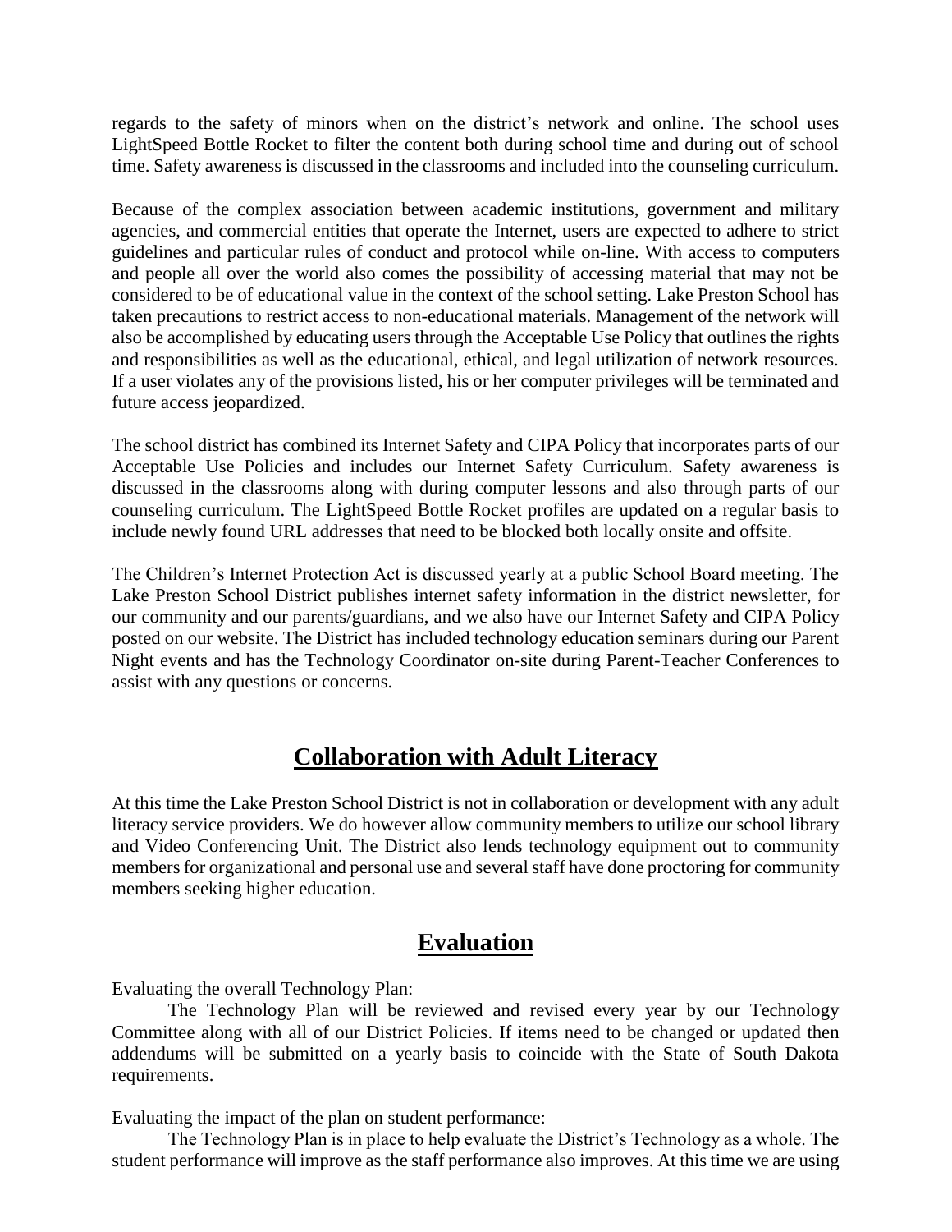regards to the safety of minors when on the district's network and online. The school uses LightSpeed Bottle Rocket to filter the content both during school time and during out of school time. Safety awareness is discussed in the classrooms and included into the counseling curriculum.

Because of the complex association between academic institutions, government and military agencies, and commercial entities that operate the Internet, users are expected to adhere to strict guidelines and particular rules of conduct and protocol while on-line. With access to computers and people all over the world also comes the possibility of accessing material that may not be considered to be of educational value in the context of the school setting. Lake Preston School has taken precautions to restrict access to non-educational materials. Management of the network will also be accomplished by educating users through the Acceptable Use Policy that outlines the rights and responsibilities as well as the educational, ethical, and legal utilization of network resources. If a user violates any of the provisions listed, his or her computer privileges will be terminated and future access jeopardized.

The school district has combined its Internet Safety and CIPA Policy that incorporates parts of our Acceptable Use Policies and includes our Internet Safety Curriculum. Safety awareness is discussed in the classrooms along with during computer lessons and also through parts of our counseling curriculum. The LightSpeed Bottle Rocket profiles are updated on a regular basis to include newly found URL addresses that need to be blocked both locally onsite and offsite.

The Children's Internet Protection Act is discussed yearly at a public School Board meeting. The Lake Preston School District publishes internet safety information in the district newsletter, for our community and our parents/guardians, and we also have our Internet Safety and CIPA Policy posted on our website. The District has included technology education seminars during our Parent Night events and has the Technology Coordinator on-site during Parent-Teacher Conferences to assist with any questions or concerns.

## Collaboration with Adult Literacy

At this time the Lake Preston School District is not in collaboration or development with any adult literacy service providers. We do however allow community members to utilize our school library and Video Conferencing Unit. The District also lends technology equipment out to community members for organizational and personal use and several staff have done proctoring for community members seeking higher education.

## Evaluation

Evaluating the overall Technology Plan:

The Technology Plan will be reviewed and revised every year by our Technology Committee along with all of our District Policies. If items need to be changed or updated then addendums will be submitted on a yearly basis to coincide with the State of South Dakota requirements.

Evaluating the impact of the plan on student performance:

The Technology Plan is in place to help evaluate the District's Technology as a whole. The student performance will improve as the staff performance also improves. At this time we are using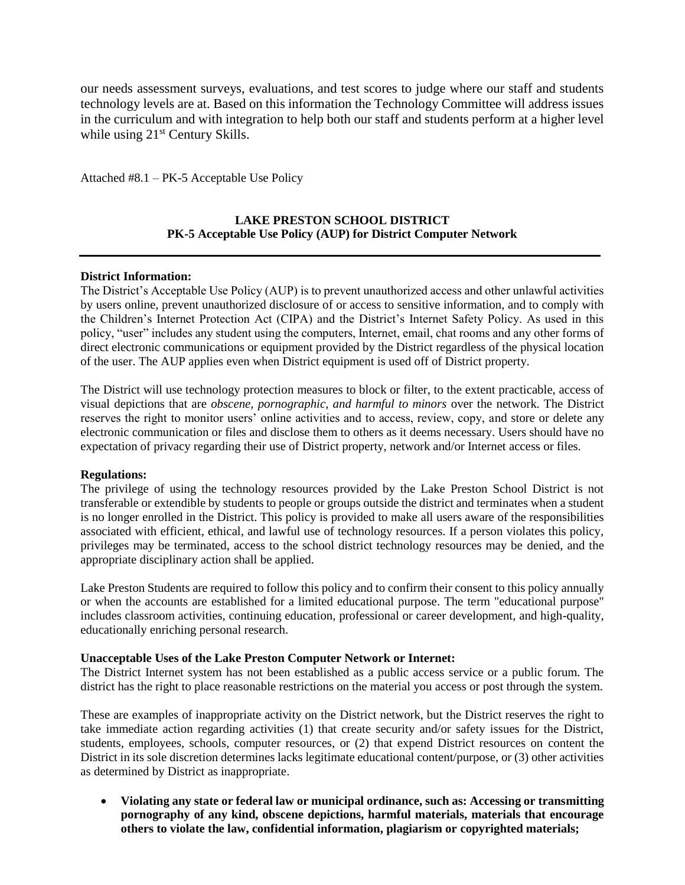our needs assessment surveys, evaluations, and test scores to judge where our staff and students technology levels are at. Based on this information the Technology Committee will address issues in the curriculum and with integration to help both our staff and students perform at a higher level while using 21st Century Skills.

Attached #8.1 – PK-5 Acceptable Use Policy

**LAKE PRESTON SCHOOL DISTRICT**
**PK-5 Acceptable Use Policy (AUP) for District Computer Network**

---

**District Information:**
The District's Acceptable Use Policy (AUP) is to prevent unauthorized access and other unlawful activities by users online, prevent unauthorized disclosure of or access to sensitive information, and to comply with the Children's Internet Protection Act (CIPA) and the District's Internet Safety Policy. As used in this policy, "user" includes any student using the computers, Internet, email, chat rooms and any other forms of direct electronic communications or equipment provided by the District regardless of the physical location of the user. The AUP applies even when District equipment is used off of District property.

The District will use technology protection measures to block or filter, to the extent practicable, access of visual depictions that are *obscene, pornographic, and harmful to minors* over the network. The District reserves the right to monitor users' online activities and to access, review, copy, and store or delete any electronic communication or files and disclose them to others as it deems necessary. Users should have no expectation of privacy regarding their use of District property, network and/or Internet access or files.

**Regulations:**
The privilege of using the technology resources provided by the Lake Preston School District is not transferable or extendible by students to people or groups outside the district and terminates when a student is no longer enrolled in the District. This policy is provided to make all users aware of the responsibilities associated with efficient, ethical, and lawful use of technology resources. If a person violates this policy, privileges may be terminated, access to the school district technology resources may be denied, and the appropriate disciplinary action shall be applied.

Lake Preston Students are required to follow this policy and to confirm their consent to this policy annually or when the accounts are established for a limited educational purpose. The term "educational purpose" includes classroom activities, continuing education, professional or career development, and high-quality, educationally enriching personal research.

**Unacceptable Uses of the Lake Preston Computer Network or Internet:**
The District Internet system has not been established as a public access service or a public forum. The district has the right to place reasonable restrictions on the material you access or post through the system.

These are examples of inappropriate activity on the District network, but the District reserves the right to take immediate action regarding activities (1) that create security and/or safety issues for the District, students, employees, schools, computer resources, or (2) that expend District resources on content the District in its sole discretion determines lacks legitimate educational content/purpose, or (3) other activities as determined by District as inappropriate.

- **Violating any state or federal law or municipal ordinance, such as: Accessing or transmitting pornography of any kind, obscene depictions, harmful materials, materials that encourage others to violate the law, confidential information, plagiarism or copyrighted materials;**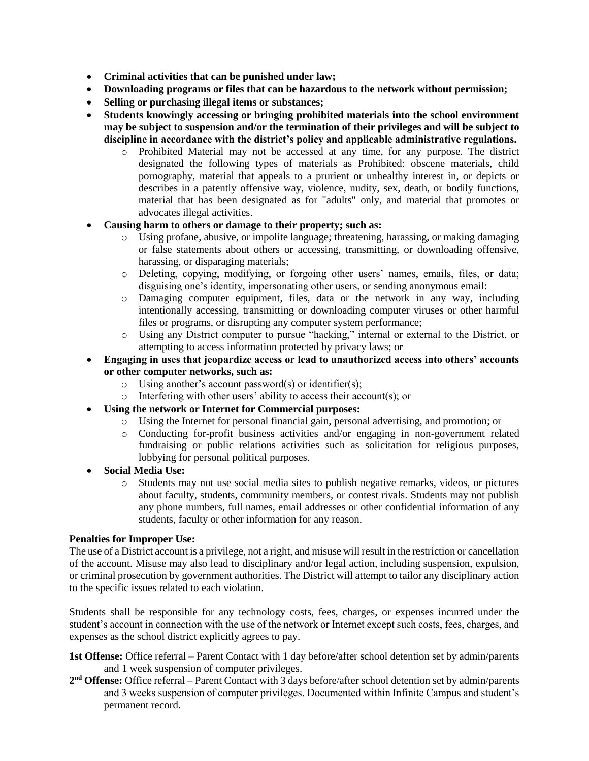- **Criminal activities that can be punished under law;**
- **Downloading programs or files that can be hazardous to the network without permission;**
- **Selling or purchasing illegal items or substances;**
- **Students knowingly accessing or bringing prohibited materials into the school environment may be subject to suspension and/or the termination of their privileges and will be subject to discipline in accordance with the district's policy and applicable administrative regulations.**
  - Prohibited Material may not be accessed at any time, for any purpose. The district designated the following types of materials as Prohibited: obscene materials, child pornography, material that appeals to a prurient or unhealthy interest in, or depicts or describes in a patently offensive way, violence, nudity, sex, death, or bodily functions, material that has been designated as for "adults" only, and material that promotes or advocates illegal activities.
- **Causing harm to others or damage to their property; such as:**
  - Using profane, abusive, or impolite language; threatening, harassing, or making damaging or false statements about others or accessing, transmitting, or downloading offensive, harassing, or disparaging materials;
  - Deleting, copying, modifying, or forgoing other users' names, emails, files, or data; disguising one's identity, impersonating other users, or sending anonymous email:
  - Damaging computer equipment, files, data or the network in any way, including intentionally accessing, transmitting or downloading computer viruses or other harmful files or programs, or disrupting any computer system performance;
  - Using any District computer to pursue "hacking," internal or external to the District, or attempting to access information protected by privacy laws; or
- **Engaging in uses that jeopardize access or lead to unauthorized access into others' accounts or other computer networks, such as:**
  - Using another's account password(s) or identifier(s);
  - Interfering with other users' ability to access their account(s); or
- **Using the network or Internet for Commercial purposes:**
  - Using the Internet for personal financial gain, personal advertising, and promotion; or
  - Conducting for-profit business activities and/or engaging in non-government related fundraising or public relations activities such as solicitation for religious purposes, lobbying for personal political purposes.
- **Social Media Use:**
  - Students may not use social media sites to publish negative remarks, videos, or pictures about faculty, students, community members, or contest rivals. Students may not publish any phone numbers, full names, email addresses or other confidential information of any students, faculty or other information for any reason.

**Penalties for Improper Use:**

The use of a District account is a privilege, not a right, and misuse will result in the restriction or cancellation of the account. Misuse may also lead to disciplinary and/or legal action, including suspension, expulsion, or criminal prosecution by government authorities. The District will attempt to tailor any disciplinary action to the specific issues related to each violation.

Students shall be responsible for any technology costs, fees, charges, or expenses incurred under the student's account in connection with the use of the network or Internet except such costs, fees, charges, and expenses as the school district explicitly agrees to pay.

**1st Offense:** Office referral – Parent Contact with 1 day before/after school detention set by admin/parents and 1 week suspension of computer privileges.

**2nd Offense:** Office referral – Parent Contact with 3 days before/after school detention set by admin/parents and 3 weeks suspension of computer privileges. Documented within Infinite Campus and student's permanent record.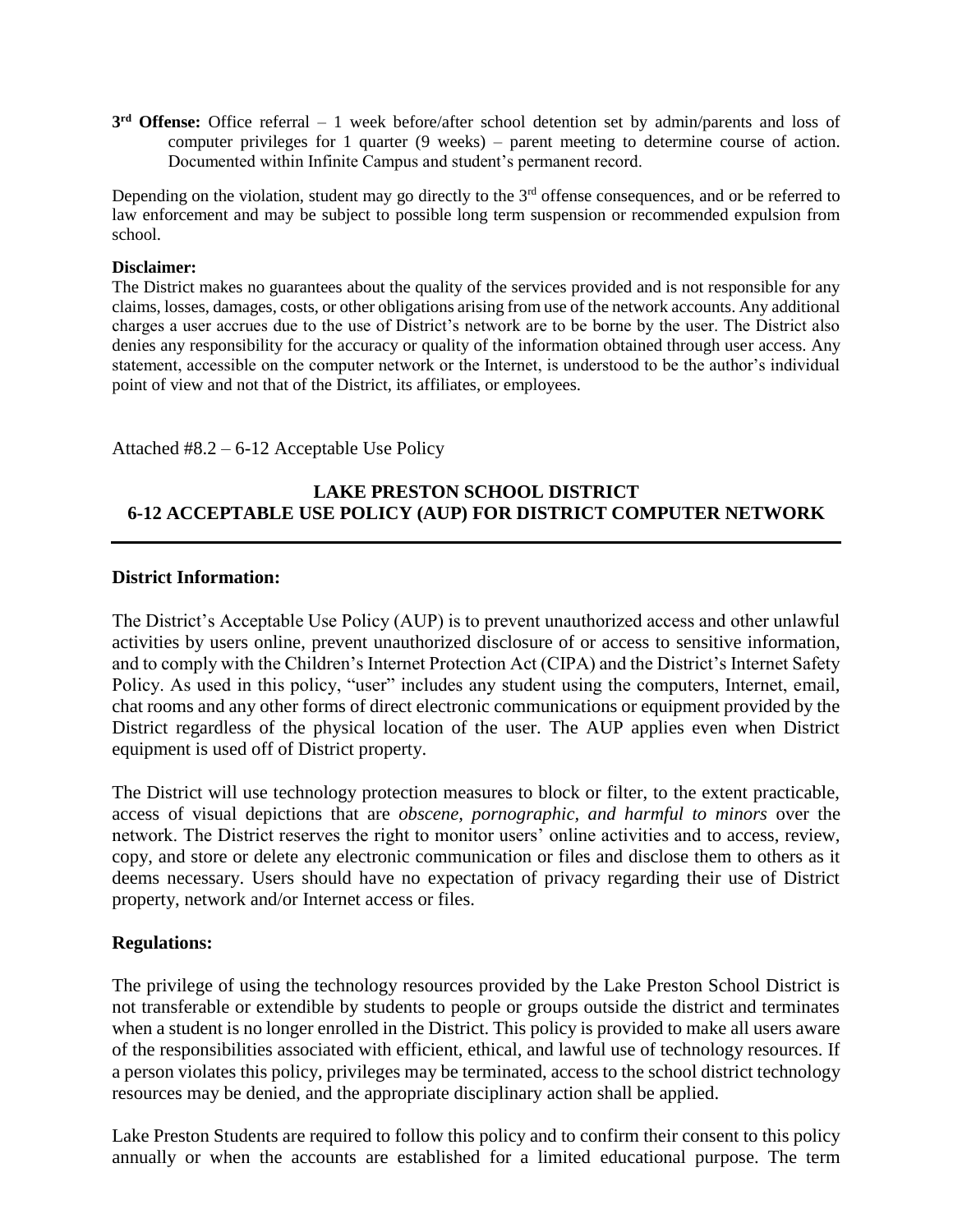**3rd Offense:** Office referral – 1 week before/after school detention set by admin/parents and loss of computer privileges for 1 quarter (9 weeks) – parent meeting to determine course of action. Documented within Infinite Campus and student's permanent record.

Depending on the violation, student may go directly to the 3rd offense consequences, and or be referred to law enforcement and may be subject to possible long term suspension or recommended expulsion from school.

**Disclaimer:**
The District makes no guarantees about the quality of the services provided and is not responsible for any claims, losses, damages, costs, or other obligations arising from use of the network accounts. Any additional charges a user accrues due to the use of District's network are to be borne by the user. The District also denies any responsibility for the accuracy or quality of the information obtained through user access. Any statement, accessible on the computer network or the Internet, is understood to be the author's individual point of view and not that of the District, its affiliates, or employees.

Attached #8.2 – 6-12 Acceptable Use Policy

## LAKE PRESTON SCHOOL DISTRICT
## 6-12 ACCEPTABLE USE POLICY (AUP) FOR DISTRICT COMPUTER NETWORK

---

### District Information:

The District's Acceptable Use Policy (AUP) is to prevent unauthorized access and other unlawful activities by users online, prevent unauthorized disclosure of or access to sensitive information, and to comply with the Children's Internet Protection Act (CIPA) and the District's Internet Safety Policy. As used in this policy, "user" includes any student using the computers, Internet, email, chat rooms and any other forms of direct electronic communications or equipment provided by the District regardless of the physical location of the user. The AUP applies even when District equipment is used off of District property.

The District will use technology protection measures to block or filter, to the extent practicable, access of visual depictions that are *obscene, pornographic, and harmful to minors* over the network. The District reserves the right to monitor users' online activities and to access, review, copy, and store or delete any electronic communication or files and disclose them to others as it deems necessary. Users should have no expectation of privacy regarding their use of District property, network and/or Internet access or files.

### Regulations:

The privilege of using the technology resources provided by the Lake Preston School District is not transferable or extendible by students to people or groups outside the district and terminates when a student is no longer enrolled in the District. This policy is provided to make all users aware of the responsibilities associated with efficient, ethical, and lawful use of technology resources. If a person violates this policy, privileges may be terminated, access to the school district technology resources may be denied, and the appropriate disciplinary action shall be applied.

Lake Preston Students are required to follow this policy and to confirm their consent to this policy annually or when the accounts are established for a limited educational purpose. The term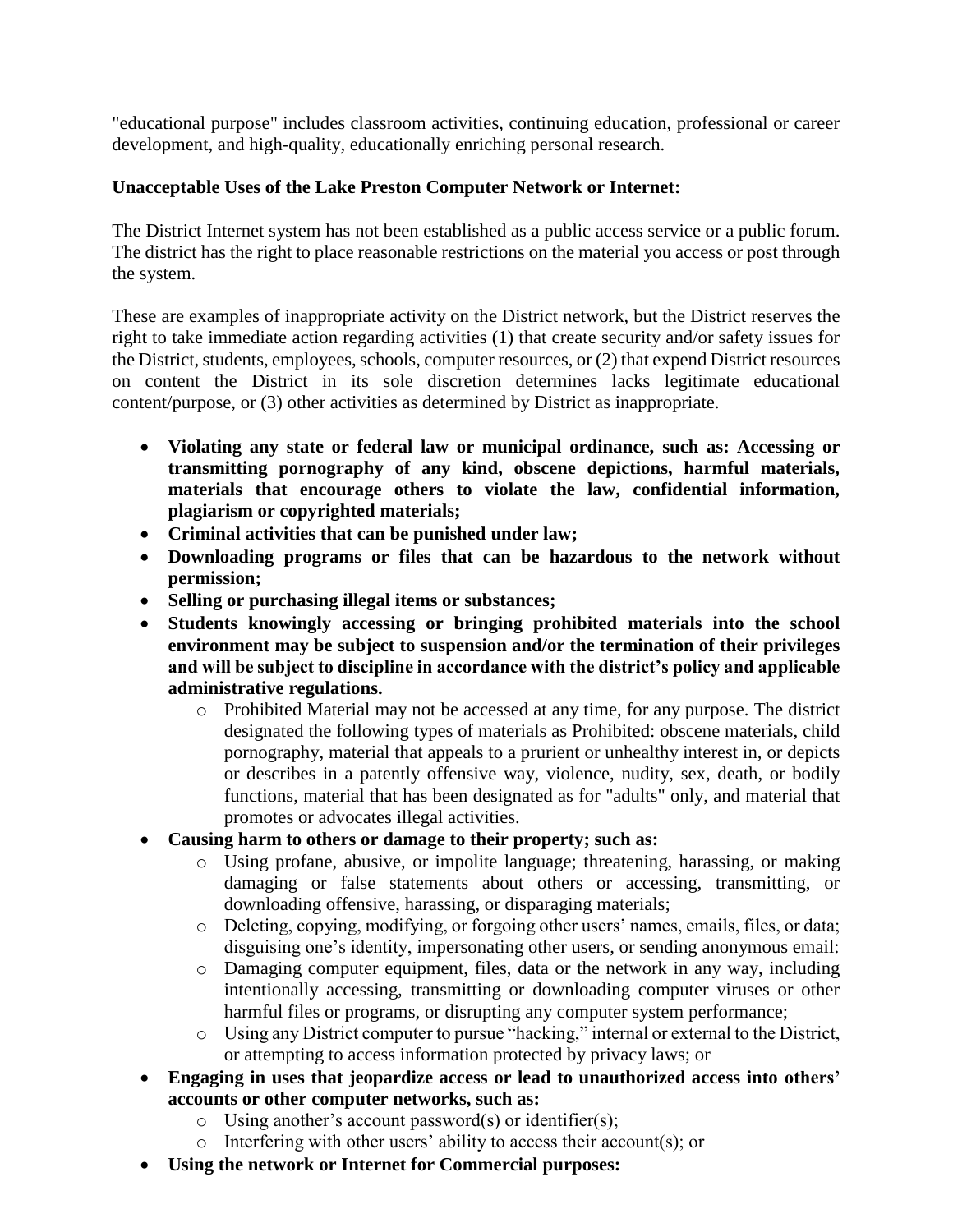"educational purpose" includes classroom activities, continuing education, professional or career development, and high-quality, educationally enriching personal research.

**Unacceptable Uses of the Lake Preston Computer Network or Internet:**

The District Internet system has not been established as a public access service or a public forum. The district has the right to place reasonable restrictions on the material you access or post through the system.

These are examples of inappropriate activity on the District network, but the District reserves the right to take immediate action regarding activities (1) that create security and/or safety issues for the District, students, employees, schools, computer resources, or (2) that expend District resources on content the District in its sole discretion determines lacks legitimate educational content/purpose, or (3) other activities as determined by District as inappropriate.

- **Violating any state or federal law or municipal ordinance, such as: Accessing or transmitting pornography of any kind, obscene depictions, harmful materials, materials that encourage others to violate the law, confidential information, plagiarism or copyrighted materials;**
- **Criminal activities that can be punished under law;**
- **Downloading programs or files that can be hazardous to the network without permission;**
- **Selling or purchasing illegal items or substances;**
- **Students knowingly accessing or bringing prohibited materials into the school environment may be subject to suspension and/or the termination of their privileges and will be subject to discipline in accordance with the district's policy and applicable administrative regulations.**
  - Prohibited Material may not be accessed at any time, for any purpose. The district designated the following types of materials as Prohibited: obscene materials, child pornography, material that appeals to a prurient or unhealthy interest in, or depicts or describes in a patently offensive way, violence, nudity, sex, death, or bodily functions, material that has been designated as for "adults" only, and material that promotes or advocates illegal activities.
- **Causing harm to others or damage to their property; such as:**
  - Using profane, abusive, or impolite language; threatening, harassing, or making damaging or false statements about others or accessing, transmitting, or downloading offensive, harassing, or disparaging materials;
  - Deleting, copying, modifying, or forgoing other users' names, emails, files, or data; disguising one's identity, impersonating other users, or sending anonymous email:
  - Damaging computer equipment, files, data or the network in any way, including intentionally accessing, transmitting or downloading computer viruses or other harmful files or programs, or disrupting any computer system performance;
  - Using any District computer to pursue "hacking," internal or external to the District, or attempting to access information protected by privacy laws; or
- **Engaging in uses that jeopardize access or lead to unauthorized access into others' accounts or other computer networks, such as:**
  - Using another's account password(s) or identifier(s);
  - Interfering with other users' ability to access their account(s); or
- **Using the network or Internet for Commercial purposes:**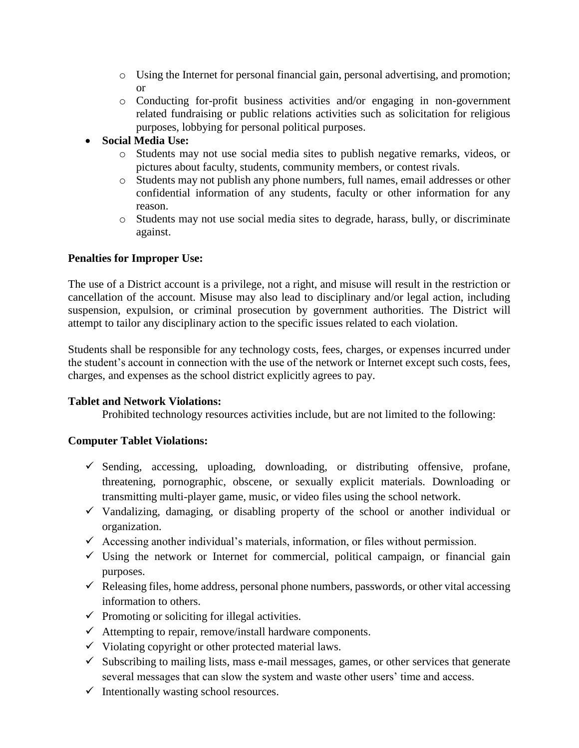- Using the Internet for personal financial gain, personal advertising, and promotion; or
    - Conducting for-profit business activities and/or engaging in non-government related fundraising or public relations activities such as solicitation for religious purposes, lobbying for personal political purposes.
- **Social Media Use:**
    - Students may not use social media sites to publish negative remarks, videos, or pictures about faculty, students, community members, or contest rivals.
    - Students may not publish any phone numbers, full names, email addresses or other confidential information of any students, faculty or other information for any reason.
    - Students may not use social media sites to degrade, harass, bully, or discriminate against.

**Penalties for Improper Use:**

The use of a District account is a privilege, not a right, and misuse will result in the restriction or cancellation of the account. Misuse may also lead to disciplinary and/or legal action, including suspension, expulsion, or criminal prosecution by government authorities. The District will attempt to tailor any disciplinary action to the specific issues related to each violation.

Students shall be responsible for any technology costs, fees, charges, or expenses incurred under the student's account in connection with the use of the network or Internet except such costs, fees, charges, and expenses as the school district explicitly agrees to pay.

**Tablet and Network Violations:**

Prohibited technology resources activities include, but are not limited to the following:

**Computer Tablet Violations:**

- ✓ Sending, accessing, uploading, downloading, or distributing offensive, profane, threatening, pornographic, obscene, or sexually explicit materials. Downloading or transmitting multi-player game, music, or video files using the school network.
- ✓ Vandalizing, damaging, or disabling property of the school or another individual or organization.
- ✓ Accessing another individual's materials, information, or files without permission.
- ✓ Using the network or Internet for commercial, political campaign, or financial gain purposes.
- ✓ Releasing files, home address, personal phone numbers, passwords, or other vital accessing information to others.
- ✓ Promoting or soliciting for illegal activities.
- ✓ Attempting to repair, remove/install hardware components.
- ✓ Violating copyright or other protected material laws.
- ✓ Subscribing to mailing lists, mass e-mail messages, games, or other services that generate several messages that can slow the system and waste other users' time and access.
- ✓ Intentionally wasting school resources.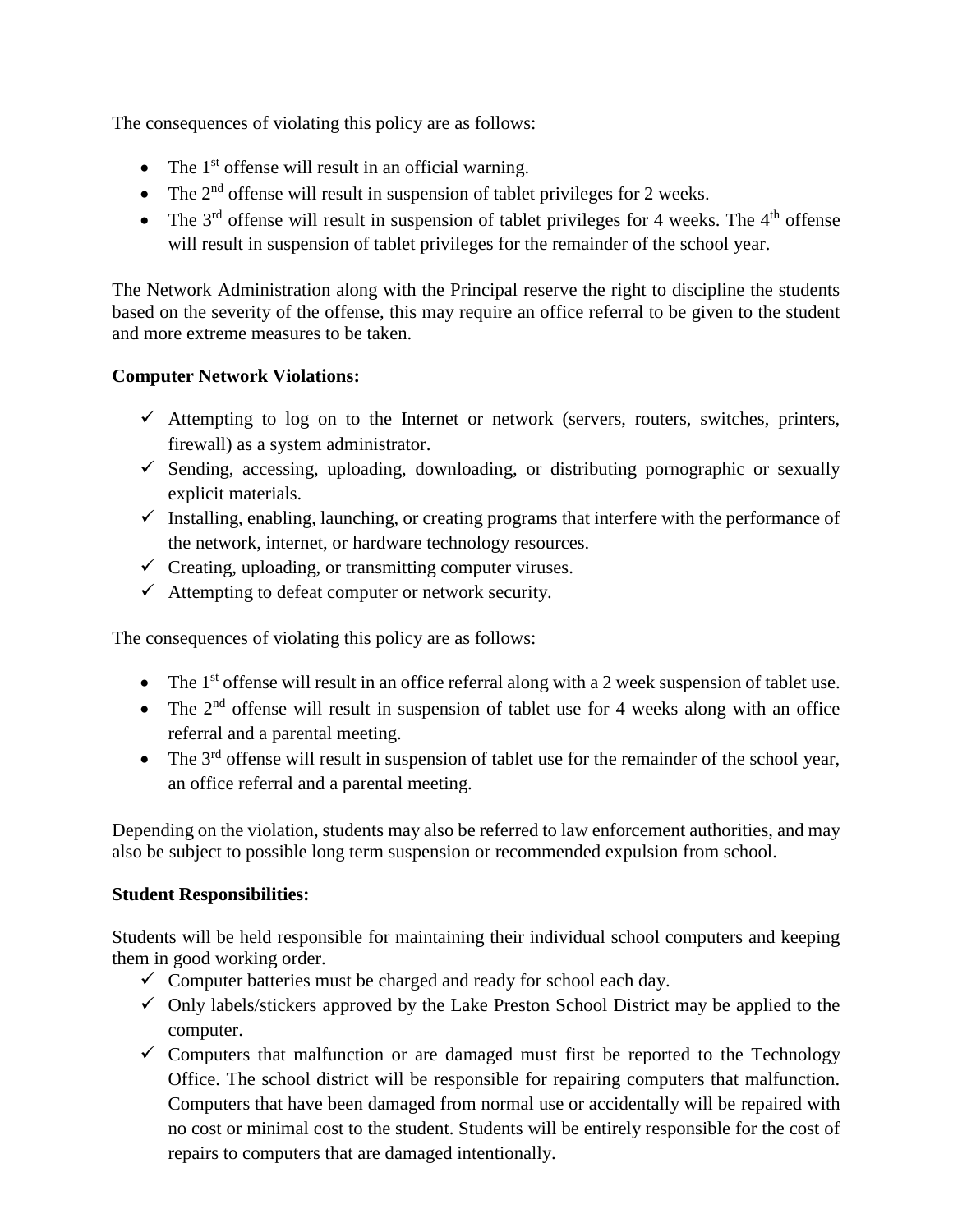The consequences of violating this policy are as follows:

- The 1st offense will result in an official warning.
- The 2nd offense will result in suspension of tablet privileges for 2 weeks.
- The 3rd offense will result in suspension of tablet privileges for 4 weeks. The 4th offense will result in suspension of tablet privileges for the remainder of the school year.

The Network Administration along with the Principal reserve the right to discipline the students based on the severity of the offense, this may require an office referral to be given to the student and more extreme measures to be taken.

**Computer Network Violations:**

- ✓ Attempting to log on to the Internet or network (servers, routers, switches, printers, firewall) as a system administrator.
- ✓ Sending, accessing, uploading, downloading, or distributing pornographic or sexually explicit materials.
- ✓ Installing, enabling, launching, or creating programs that interfere with the performance of the network, internet, or hardware technology resources.
- ✓ Creating, uploading, or transmitting computer viruses.
- ✓ Attempting to defeat computer or network security.

The consequences of violating this policy are as follows:

- The 1st offense will result in an office referral along with a 2 week suspension of tablet use.
- The 2nd offense will result in suspension of tablet use for 4 weeks along with an office referral and a parental meeting.
- The 3rd offense will result in suspension of tablet use for the remainder of the school year, an office referral and a parental meeting.

Depending on the violation, students may also be referred to law enforcement authorities, and may also be subject to possible long term suspension or recommended expulsion from school.

**Student Responsibilities:**

Students will be held responsible for maintaining their individual school computers and keeping them in good working order.

- ✓ Computer batteries must be charged and ready for school each day.
- ✓ Only labels/stickers approved by the Lake Preston School District may be applied to the computer.
- ✓ Computers that malfunction or are damaged must first be reported to the Technology Office. The school district will be responsible for repairing computers that malfunction. Computers that have been damaged from normal use or accidentally will be repaired with no cost or minimal cost to the student. Students will be entirely responsible for the cost of repairs to computers that are damaged intentionally.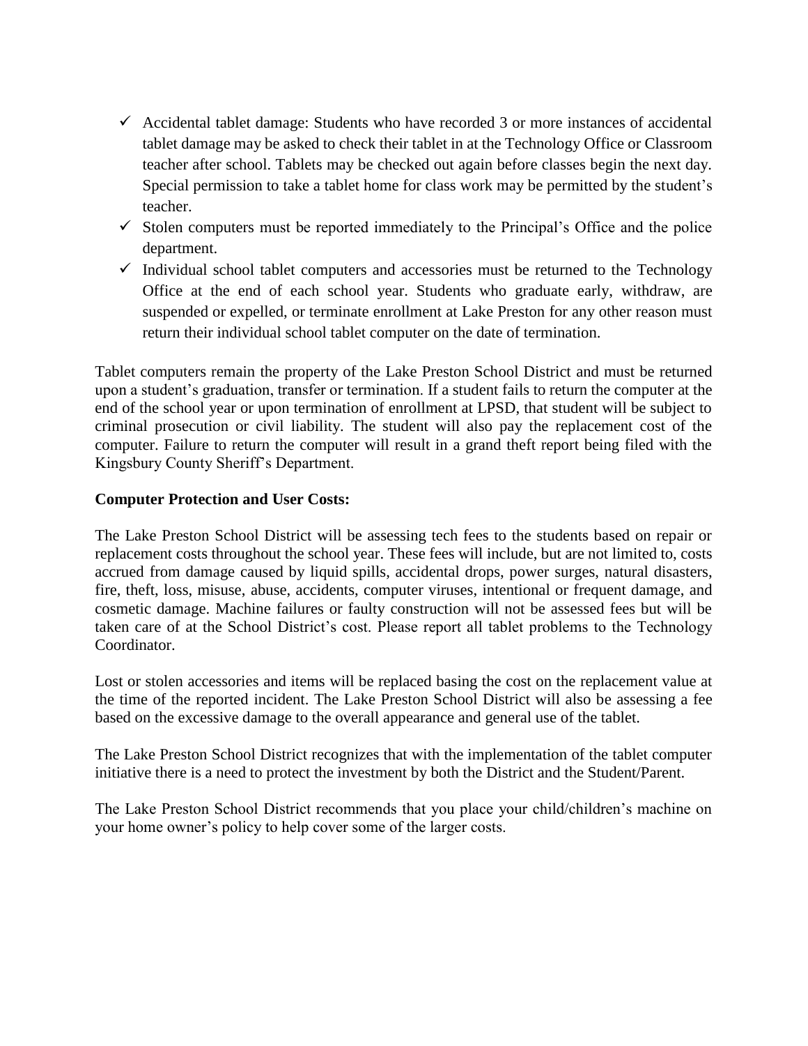- ✓ Accidental tablet damage: Students who have recorded 3 or more instances of accidental tablet damage may be asked to check their tablet in at the Technology Office or Classroom teacher after school. Tablets may be checked out again before classes begin the next day. Special permission to take a tablet home for class work may be permitted by the student's teacher.
- ✓ Stolen computers must be reported immediately to the Principal's Office and the police department.
- ✓ Individual school tablet computers and accessories must be returned to the Technology Office at the end of each school year. Students who graduate early, withdraw, are suspended or expelled, or terminate enrollment at Lake Preston for any other reason must return their individual school tablet computer on the date of termination.

Tablet computers remain the property of the Lake Preston School District and must be returned upon a student's graduation, transfer or termination. If a student fails to return the computer at the end of the school year or upon termination of enrollment at LPSD, that student will be subject to criminal prosecution or civil liability. The student will also pay the replacement cost of the computer. Failure to return the computer will result in a grand theft report being filed with the Kingsbury County Sheriff's Department.

**Computer Protection and User Costs:**

The Lake Preston School District will be assessing tech fees to the students based on repair or replacement costs throughout the school year. These fees will include, but are not limited to, costs accrued from damage caused by liquid spills, accidental drops, power surges, natural disasters, fire, theft, loss, misuse, abuse, accidents, computer viruses, intentional or frequent damage, and cosmetic damage. Machine failures or faulty construction will not be assessed fees but will be taken care of at the School District's cost. Please report all tablet problems to the Technology Coordinator.

Lost or stolen accessories and items will be replaced basing the cost on the replacement value at the time of the reported incident. The Lake Preston School District will also be assessing a fee based on the excessive damage to the overall appearance and general use of the tablet.

The Lake Preston School District recognizes that with the implementation of the tablet computer initiative there is a need to protect the investment by both the District and the Student/Parent.

The Lake Preston School District recommends that you place your child/children's machine on your home owner's policy to help cover some of the larger costs.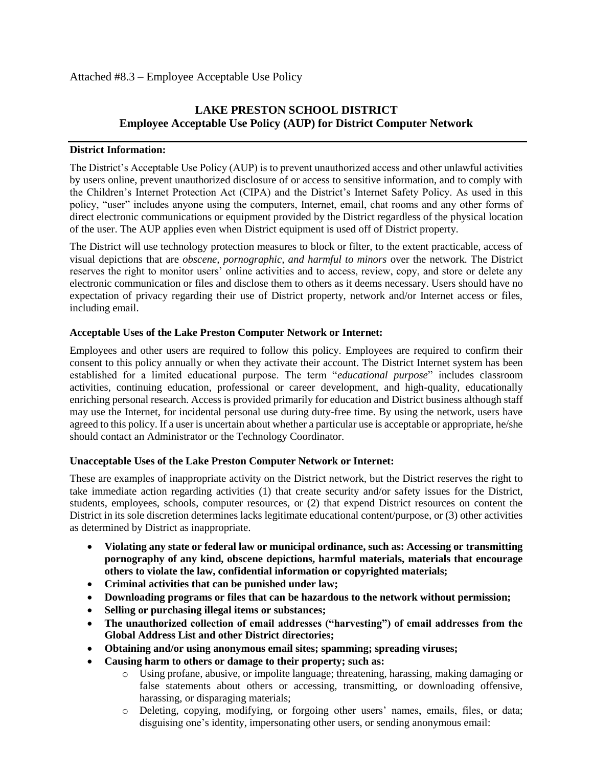Attached #8.3 – Employee Acceptable Use Policy

## LAKE PRESTON SCHOOL DISTRICT
## Employee Acceptable Use Policy (AUP) for District Computer Network

---

**District Information:**

The District's Acceptable Use Policy (AUP) is to prevent unauthorized access and other unlawful activities by users online, prevent unauthorized disclosure of or access to sensitive information, and to comply with the Children's Internet Protection Act (CIPA) and the District's Internet Safety Policy. As used in this policy, "user" includes anyone using the computers, Internet, email, chat rooms and any other forms of direct electronic communications or equipment provided by the District regardless of the physical location of the user. The AUP applies even when District equipment is used off of District property.

The District will use technology protection measures to block or filter, to the extent practicable, access of visual depictions that are *obscene, pornographic, and harmful to minors* over the network. The District reserves the right to monitor users' online activities and to access, review, copy, and store or delete any electronic communication or files and disclose them to others as it deems necessary. Users should have no expectation of privacy regarding their use of District property, network and/or Internet access or files, including email.

**Acceptable Uses of the Lake Preston Computer Network or Internet:**

Employees and other users are required to follow this policy. Employees are required to confirm their consent to this policy annually or when they activate their account. The District Internet system has been established for a limited educational purpose. The term "*educational purpose*" includes classroom activities, continuing education, professional or career development, and high-quality, educationally enriching personal research. Access is provided primarily for education and District business although staff may use the Internet, for incidental personal use during duty-free time. By using the network, users have agreed to this policy. If a user is uncertain about whether a particular use is acceptable or appropriate, he/she should contact an Administrator or the Technology Coordinator.

**Unacceptable Uses of the Lake Preston Computer Network or Internet:**

These are examples of inappropriate activity on the District network, but the District reserves the right to take immediate action regarding activities (1) that create security and/or safety issues for the District, students, employees, schools, computer resources, or (2) that expend District resources on content the District in its sole discretion determines lacks legitimate educational content/purpose, or (3) other activities as determined by District as inappropriate.

- **Violating any state or federal law or municipal ordinance, such as: Accessing or transmitting pornography of any kind, obscene depictions, harmful materials, materials that encourage others to violate the law, confidential information or copyrighted materials;**
- **Criminal activities that can be punished under law;**
- **Downloading programs or files that can be hazardous to the network without permission;**
- **Selling or purchasing illegal items or substances;**
- **The unauthorized collection of email addresses ("harvesting") of email addresses from the Global Address List and other District directories;**
- **Obtaining and/or using anonymous email sites; spamming; spreading viruses;**
- **Causing harm to others or damage to their property; such as:**
    - Using profane, abusive, or impolite language; threatening, harassing, making damaging or false statements about others or accessing, transmitting, or downloading offensive, harassing, or disparaging materials;
    - Deleting, copying, modifying, or forgoing other users' names, emails, files, or data; disguising one's identity, impersonating other users, or sending anonymous email: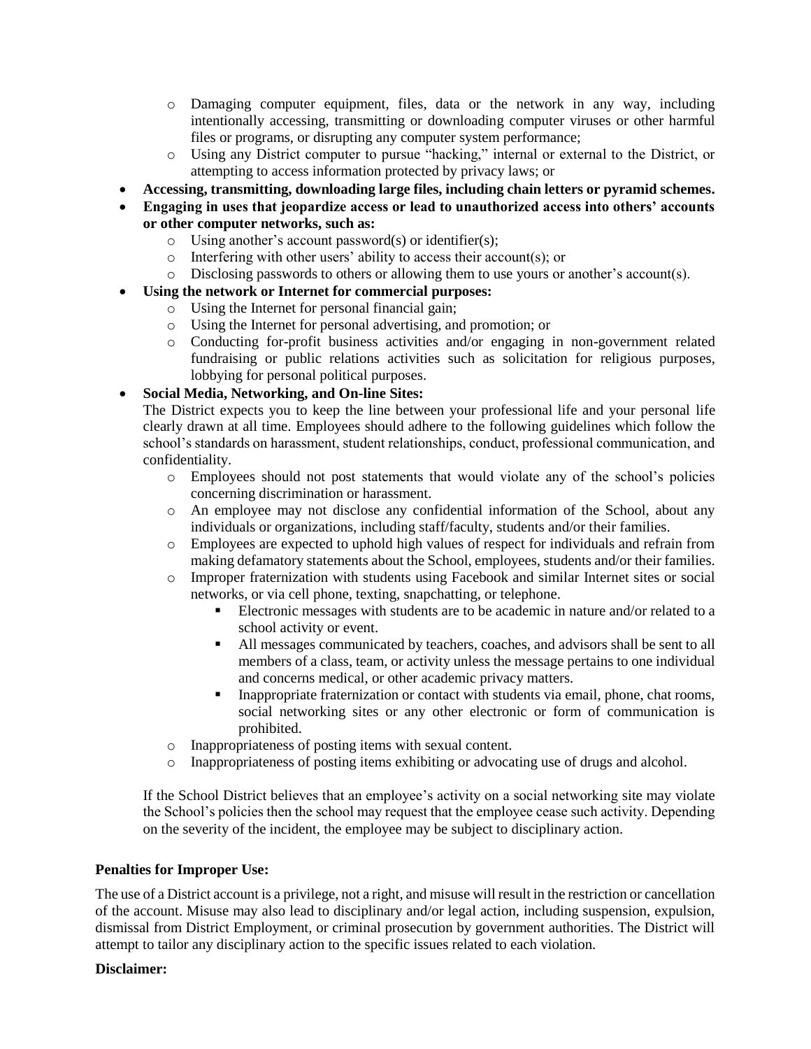- Damaging computer equipment, files, data or the network in any way, including intentionally accessing, transmitting or downloading computer viruses or other harmful files or programs, or disrupting any computer system performance;
  - Using any District computer to pursue "hacking," internal or external to the District, or attempting to access information protected by privacy laws; or
- **Accessing, transmitting, downloading large files, including chain letters or pyramid schemes.**
- **Engaging in uses that jeopardize access or lead to unauthorized access into others' accounts or other computer networks, such as:**
  - Using another's account password(s) or identifier(s);
  - Interfering with other users' ability to access their account(s); or
  - Disclosing passwords to others or allowing them to use yours or another's account(s).
- **Using the network or Internet for commercial purposes:**
  - Using the Internet for personal financial gain;
  - Using the Internet for personal advertising, and promotion; or
  - Conducting for-profit business activities and/or engaging in non-government related fundraising or public relations activities such as solicitation for religious purposes, lobbying for personal political purposes.
- **Social Media, Networking, and On-line Sites:**

  The District expects you to keep the line between your professional life and your personal life clearly drawn at all time. Employees should adhere to the following guidelines which follow the school's standards on harassment, student relationships, conduct, professional communication, and confidentiality.
  - Employees should not post statements that would violate any of the school's policies concerning discrimination or harassment.
  - An employee may not disclose any confidential information of the School, about any individuals or organizations, including staff/faculty, students and/or their families.
  - Employees are expected to uphold high values of respect for individuals and refrain from making defamatory statements about the School, employees, students and/or their families.
  - Improper fraternization with students using Facebook and similar Internet sites or social networks, or via cell phone, texting, snapchatting, or telephone.
    - Electronic messages with students are to be academic in nature and/or related to a school activity or event.
    - All messages communicated by teachers, coaches, and advisors shall be sent to all members of a class, team, or activity unless the message pertains to one individual and concerns medical, or other academic privacy matters.
    - Inappropriate fraternization or contact with students via email, phone, chat rooms, social networking sites or any other electronic or form of communication is prohibited.
  - Inappropriateness of posting items with sexual content.
  - Inappropriateness of posting items exhibiting or advocating use of drugs and alcohol.

  If the School District believes that an employee's activity on a social networking site may violate the School's policies then the school may request that the employee cease such activity. Depending on the severity of the incident, the employee may be subject to disciplinary action.

**Penalties for Improper Use:**

The use of a District account is a privilege, not a right, and misuse will result in the restriction or cancellation of the account. Misuse may also lead to disciplinary and/or legal action, including suspension, expulsion, dismissal from District Employment, or criminal prosecution by government authorities. The District will attempt to tailor any disciplinary action to the specific issues related to each violation.

**Disclaimer:**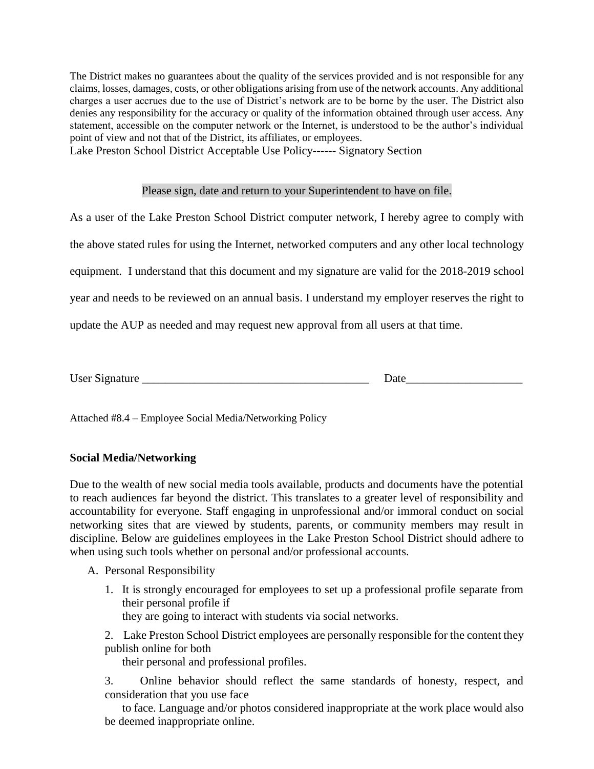The District makes no guarantees about the quality of the services provided and is not responsible for any claims, losses, damages, costs, or other obligations arising from use of the network accounts. Any additional charges a user accrues due to the use of District's network are to be borne by the user. The District also denies any responsibility for the accuracy or quality of the information obtained through user access. Any statement, accessible on the computer network or the Internet, is understood to be the author's individual point of view and not that of the District, its affiliates, or employees.

Lake Preston School District Acceptable Use Policy------ Signatory Section

Please sign, date and return to your Superintendent to have on file.

As a user of the Lake Preston School District computer network, I hereby agree to comply with the above stated rules for using the Internet, networked computers and any other local technology equipment. I understand that this document and my signature are valid for the 2018-2019 school year and needs to be reviewed on an annual basis. I understand my employer reserves the right to update the AUP as needed and may request new approval from all users at that time.

User Signature ________________________________________ Date____________________

Attached #8.4 – Employee Social Media/Networking Policy

**Social Media/Networking**

Due to the wealth of new social media tools available, products and documents have the potential to reach audiences far beyond the district. This translates to a greater level of responsibility and accountability for everyone. Staff engaging in unprofessional and/or immoral conduct on social networking sites that are viewed by students, parents, or community members may result in discipline. Below are guidelines employees in the Lake Preston School District should adhere to when using such tools whether on personal and/or professional accounts.

A. Personal Responsibility

1. It is strongly encouraged for employees to set up a professional profile separate from their personal profile if they are going to interact with students via social networks.

2. Lake Preston School District employees are personally responsible for the content they publish online for both their personal and professional profiles.

3. Online behavior should reflect the same standards of honesty, respect, and consideration that you use face to face. Language and/or photos considered inappropriate at the work place would also be deemed inappropriate online.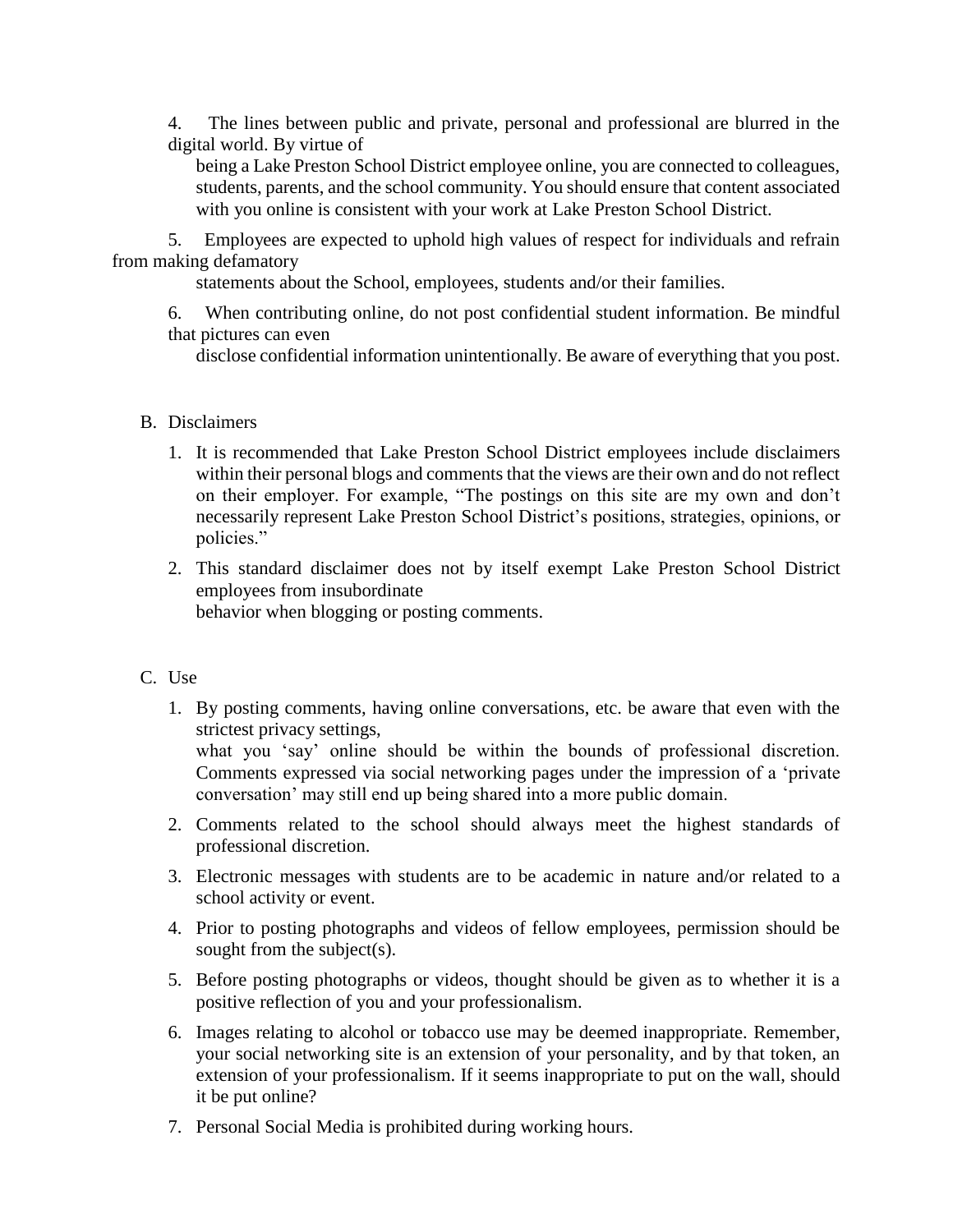4. The lines between public and private, personal and professional are blurred in the digital world. By virtue of being a Lake Preston School District employee online, you are connected to colleagues, students, parents, and the school community. You should ensure that content associated with you online is consistent with your work at Lake Preston School District.

5. Employees are expected to uphold high values of respect for individuals and refrain from making defamatory statements about the School, employees, students and/or their families.

6. When contributing online, do not post confidential student information. Be mindful that pictures can even disclose confidential information unintentionally. Be aware of everything that you post.

B. Disclaimers

1. It is recommended that Lake Preston School District employees include disclaimers within their personal blogs and comments that the views are their own and do not reflect on their employer. For example, "The postings on this site are my own and don't necessarily represent Lake Preston School District's positions, strategies, opinions, or policies."
2. This standard disclaimer does not by itself exempt Lake Preston School District employees from insubordinate behavior when blogging or posting comments.

C. Use

1. By posting comments, having online conversations, etc. be aware that even with the strictest privacy settings, what you 'say' online should be within the bounds of professional discretion. Comments expressed via social networking pages under the impression of a 'private conversation' may still end up being shared into a more public domain.
2. Comments related to the school should always meet the highest standards of professional discretion.
3. Electronic messages with students are to be academic in nature and/or related to a school activity or event.
4. Prior to posting photographs and videos of fellow employees, permission should be sought from the subject(s).
5. Before posting photographs or videos, thought should be given as to whether it is a positive reflection of you and your professionalism.
6. Images relating to alcohol or tobacco use may be deemed inappropriate. Remember, your social networking site is an extension of your personality, and by that token, an extension of your professionalism. If it seems inappropriate to put on the wall, should it be put online?
7. Personal Social Media is prohibited during working hours.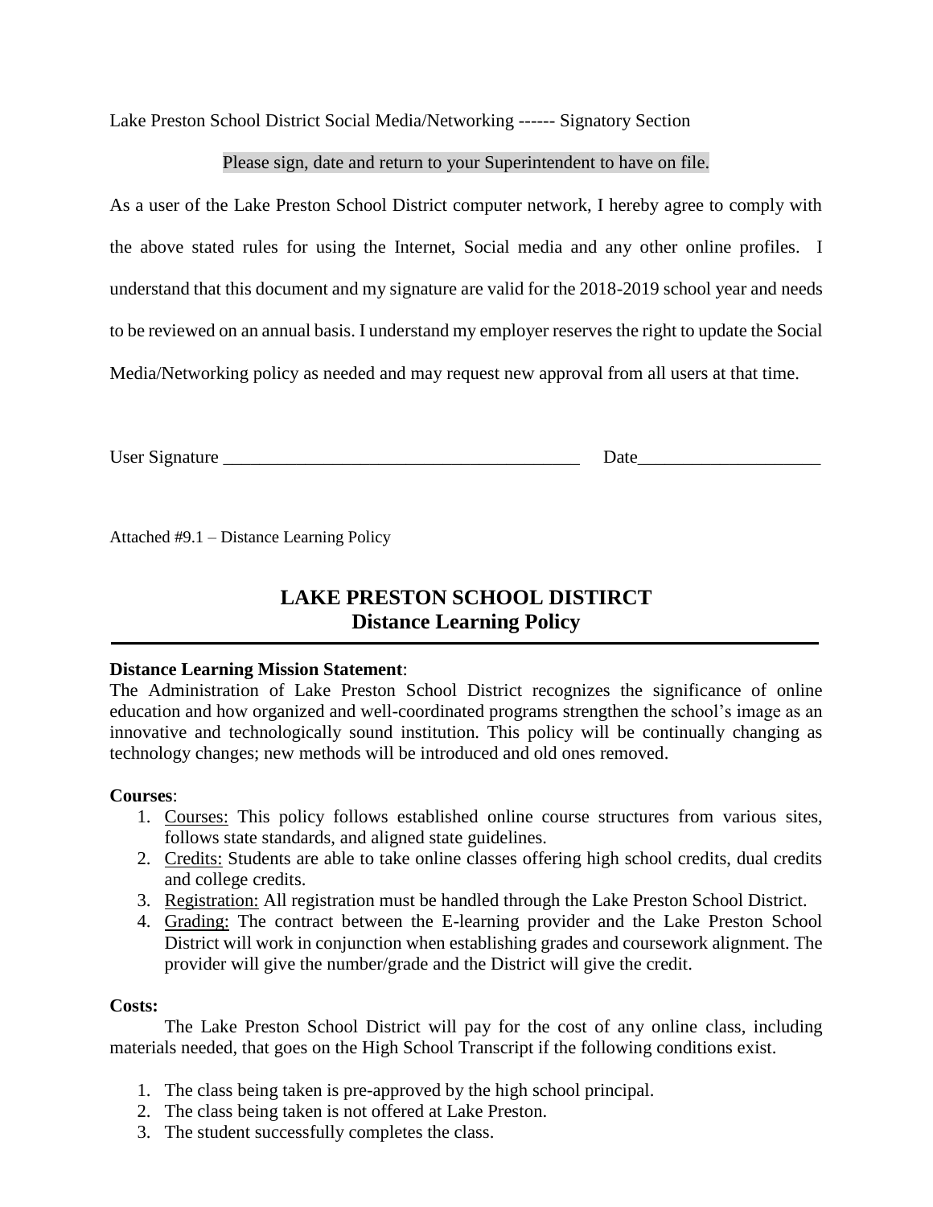Lake Preston School District Social Media/Networking ------ Signatory Section

Please sign, date and return to your Superintendent to have on file.

As a user of the Lake Preston School District computer network, I hereby agree to comply with the above stated rules for using the Internet, Social media and any other online profiles. I understand that this document and my signature are valid for the 2018-2019 school year and needs to be reviewed on an annual basis. I understand my employer reserves the right to update the Social Media/Networking policy as needed and may request new approval from all users at that time.

User Signature ________________________________________ Date____________________

Attached #9.1 – Distance Learning Policy

# LAKE PRESTON SCHOOL DISTIRCT
## Distance Learning Policy

---

**Distance Learning Mission Statement**:
The Administration of Lake Preston School District recognizes the significance of online education and how organized and well-coordinated programs strengthen the school's image as an innovative and technologically sound institution. This policy will be continually changing as technology changes; new methods will be introduced and old ones removed.

**Courses**:

1. Courses: This policy follows established online course structures from various sites, follows state standards, and aligned state guidelines.
2. Credits: Students are able to take online classes offering high school credits, dual credits and college credits.
3. Registration: All registration must be handled through the Lake Preston School District.
4. Grading: The contract between the E-learning provider and the Lake Preston School District will work in conjunction when establishing grades and coursework alignment. The provider will give the number/grade and the District will give the credit.

**Costs:**

The Lake Preston School District will pay for the cost of any online class, including materials needed, that goes on the High School Transcript if the following conditions exist.

1. The class being taken is pre-approved by the high school principal.
2. The class being taken is not offered at Lake Preston.
3. The student successfully completes the class.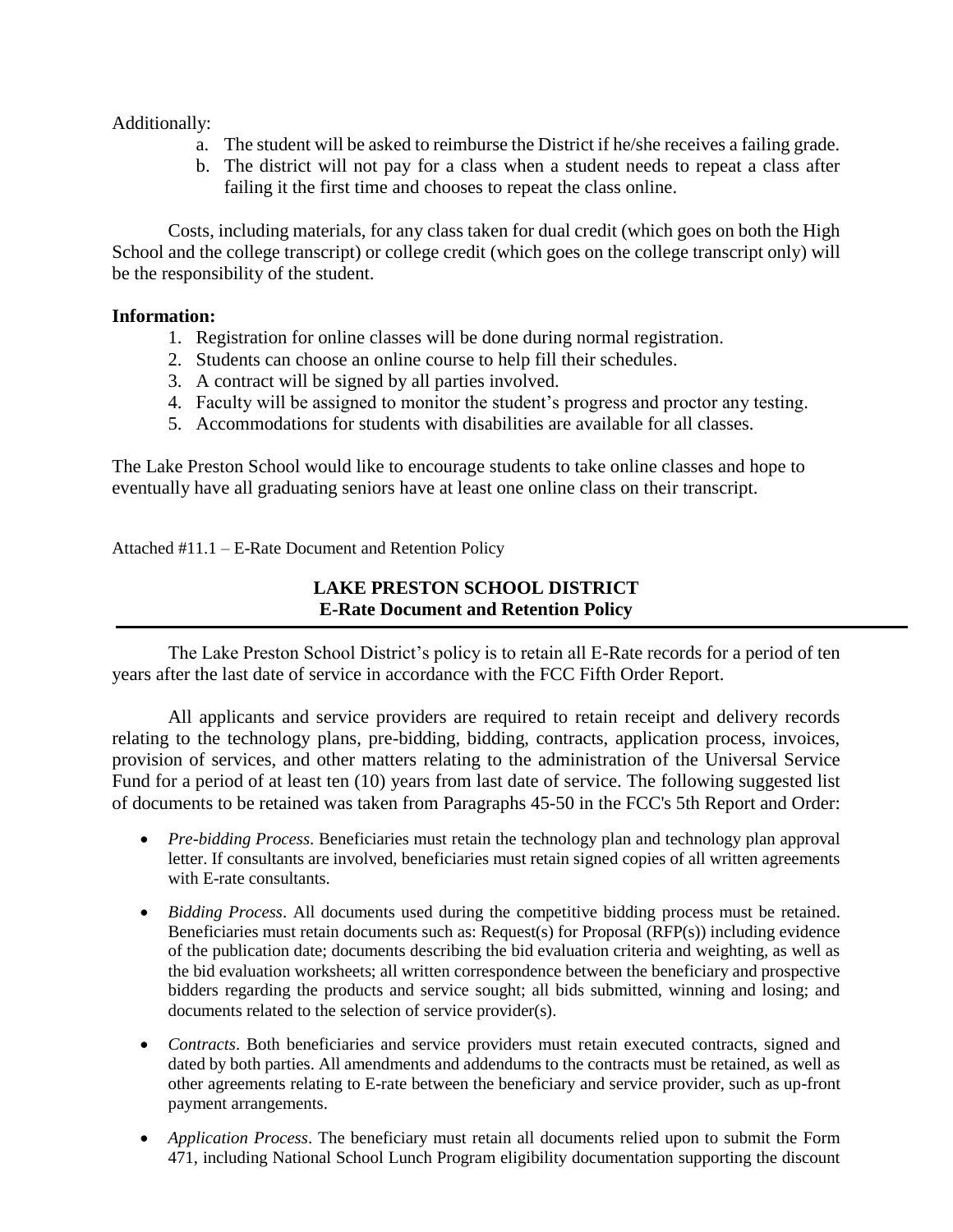Additionally:

a. The student will be asked to reimburse the District if he/she receives a failing grade.
b. The district will not pay for a class when a student needs to repeat a class after failing it the first time and chooses to repeat the class online.

Costs, including materials, for any class taken for dual credit (which goes on both the High School and the college transcript) or college credit (which goes on the college transcript only) will be the responsibility of the student.

**Information:**

1. Registration for online classes will be done during normal registration.
2. Students can choose an online course to help fill their schedules.
3. A contract will be signed by all parties involved.
4. Faculty will be assigned to monitor the student's progress and proctor any testing.
5. Accommodations for students with disabilities are available for all classes.

The Lake Preston School would like to encourage students to take online classes and hope to eventually have all graduating seniors have at least one online class on their transcript.

Attached #11.1 – E-Rate Document and Retention Policy

## LAKE PRESTON SCHOOL DISTRICT
## E-Rate Document and Retention Policy

---

The Lake Preston School District's policy is to retain all E-Rate records for a period of ten years after the last date of service in accordance with the FCC Fifth Order Report.

All applicants and service providers are required to retain receipt and delivery records relating to the technology plans, pre-bidding, bidding, contracts, application process, invoices, provision of services, and other matters relating to the administration of the Universal Service Fund for a period of at least ten (10) years from last date of service. The following suggested list of documents to be retained was taken from Paragraphs 45-50 in the FCC's 5th Report and Order:

- *Pre-bidding Process*. Beneficiaries must retain the technology plan and technology plan approval letter. If consultants are involved, beneficiaries must retain signed copies of all written agreements with E-rate consultants.
- *Bidding Process*. All documents used during the competitive bidding process must be retained. Beneficiaries must retain documents such as: Request(s) for Proposal (RFP(s)) including evidence of the publication date; documents describing the bid evaluation criteria and weighting, as well as the bid evaluation worksheets; all written correspondence between the beneficiary and prospective bidders regarding the products and service sought; all bids submitted, winning and losing; and documents related to the selection of service provider(s).
- *Contracts*. Both beneficiaries and service providers must retain executed contracts, signed and dated by both parties. All amendments and addendums to the contracts must be retained, as well as other agreements relating to E-rate between the beneficiary and service provider, such as up-front payment arrangements.
- *Application Process*. The beneficiary must retain all documents relied upon to submit the Form 471, including National School Lunch Program eligibility documentation supporting the discount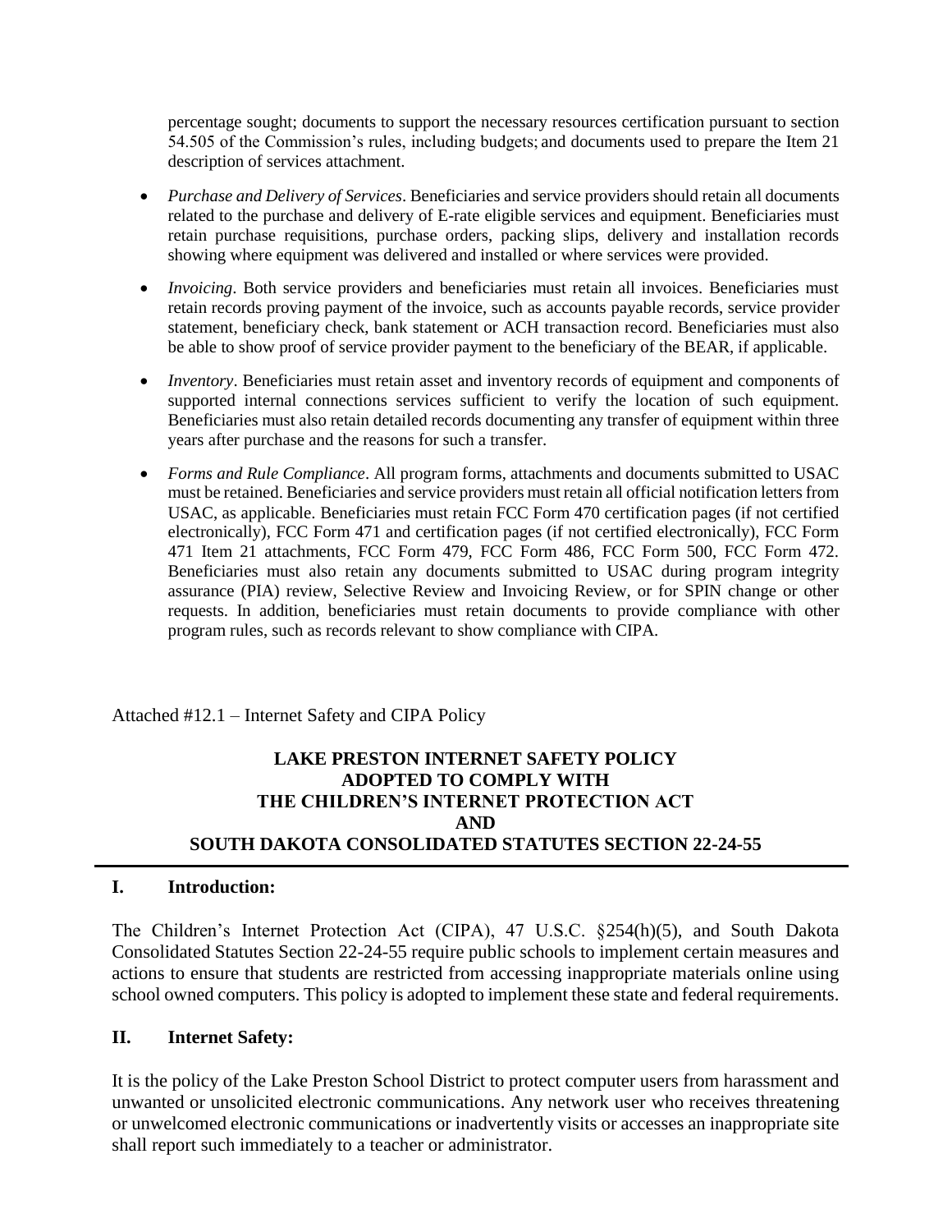percentage sought; documents to support the necessary resources certification pursuant to section 54.505 of the Commission's rules, including budgets; and documents used to prepare the Item 21 description of services attachment.

- *Purchase and Delivery of Services*. Beneficiaries and service providers should retain all documents related to the purchase and delivery of E-rate eligible services and equipment. Beneficiaries must retain purchase requisitions, purchase orders, packing slips, delivery and installation records showing where equipment was delivered and installed or where services were provided.
- *Invoicing*. Both service providers and beneficiaries must retain all invoices. Beneficiaries must retain records proving payment of the invoice, such as accounts payable records, service provider statement, beneficiary check, bank statement or ACH transaction record. Beneficiaries must also be able to show proof of service provider payment to the beneficiary of the BEAR, if applicable.
- *Inventory*. Beneficiaries must retain asset and inventory records of equipment and components of supported internal connections services sufficient to verify the location of such equipment. Beneficiaries must also retain detailed records documenting any transfer of equipment within three years after purchase and the reasons for such a transfer.
- *Forms and Rule Compliance*. All program forms, attachments and documents submitted to USAC must be retained. Beneficiaries and service providers must retain all official notification letters from USAC, as applicable. Beneficiaries must retain FCC Form 470 certification pages (if not certified electronically), FCC Form 471 and certification pages (if not certified electronically), FCC Form 471 Item 21 attachments, FCC Form 479, FCC Form 486, FCC Form 500, FCC Form 472. Beneficiaries must also retain any documents submitted to USAC during program integrity assurance (PIA) review, Selective Review and Invoicing Review, or for SPIN change or other requests. In addition, beneficiaries must retain documents to provide compliance with other program rules, such as records relevant to show compliance with CIPA.

Attached #12.1 – Internet Safety and CIPA Policy

**LAKE PRESTON INTERNET SAFETY POLICY
ADOPTED TO COMPLY WITH
THE CHILDREN'S INTERNET PROTECTION ACT
AND
SOUTH DAKOTA CONSOLIDATED STATUTES SECTION 22-24-55**

---

## I. Introduction:

The Children's Internet Protection Act (CIPA), 47 U.S.C. §254(h)(5), and South Dakota Consolidated Statutes Section 22-24-55 require public schools to implement certain measures and actions to ensure that students are restricted from accessing inappropriate materials online using school owned computers. This policy is adopted to implement these state and federal requirements.

## II. Internet Safety:

It is the policy of the Lake Preston School District to protect computer users from harassment and unwanted or unsolicited electronic communications. Any network user who receives threatening or unwelcomed electronic communications or inadvertently visits or accesses an inappropriate site shall report such immediately to a teacher or administrator.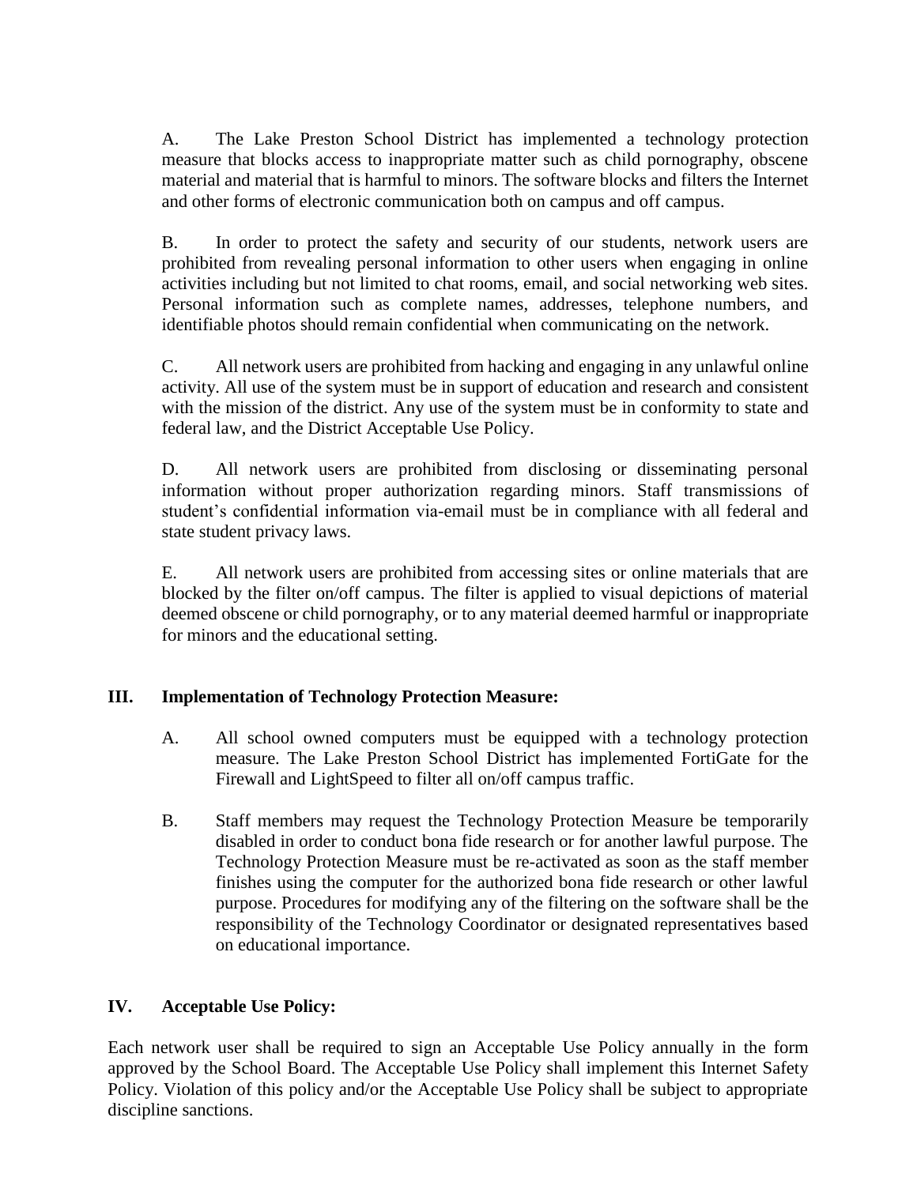A. The Lake Preston School District has implemented a technology protection measure that blocks access to inappropriate matter such as child pornography, obscene material and material that is harmful to minors. The software blocks and filters the Internet and other forms of electronic communication both on campus and off campus.

B. In order to protect the safety and security of our students, network users are prohibited from revealing personal information to other users when engaging in online activities including but not limited to chat rooms, email, and social networking web sites. Personal information such as complete names, addresses, telephone numbers, and identifiable photos should remain confidential when communicating on the network.

C. All network users are prohibited from hacking and engaging in any unlawful online activity. All use of the system must be in support of education and research and consistent with the mission of the district. Any use of the system must be in conformity to state and federal law, and the District Acceptable Use Policy.

D. All network users are prohibited from disclosing or disseminating personal information without proper authorization regarding minors. Staff transmissions of student's confidential information via-email must be in compliance with all federal and state student privacy laws.

E. All network users are prohibited from accessing sites or online materials that are blocked by the filter on/off campus. The filter is applied to visual depictions of material deemed obscene or child pornography, or to any material deemed harmful or inappropriate for minors and the educational setting.

## III. Implementation of Technology Protection Measure:

A. All school owned computers must be equipped with a technology protection measure. The Lake Preston School District has implemented FortiGate for the Firewall and LightSpeed to filter all on/off campus traffic.

B. Staff members may request the Technology Protection Measure be temporarily disabled in order to conduct bona fide research or for another lawful purpose. The Technology Protection Measure must be re-activated as soon as the staff member finishes using the computer for the authorized bona fide research or other lawful purpose. Procedures for modifying any of the filtering on the software shall be the responsibility of the Technology Coordinator or designated representatives based on educational importance.

## IV. Acceptable Use Policy:

Each network user shall be required to sign an Acceptable Use Policy annually in the form approved by the School Board. The Acceptable Use Policy shall implement this Internet Safety Policy. Violation of this policy and/or the Acceptable Use Policy shall be subject to appropriate discipline sanctions.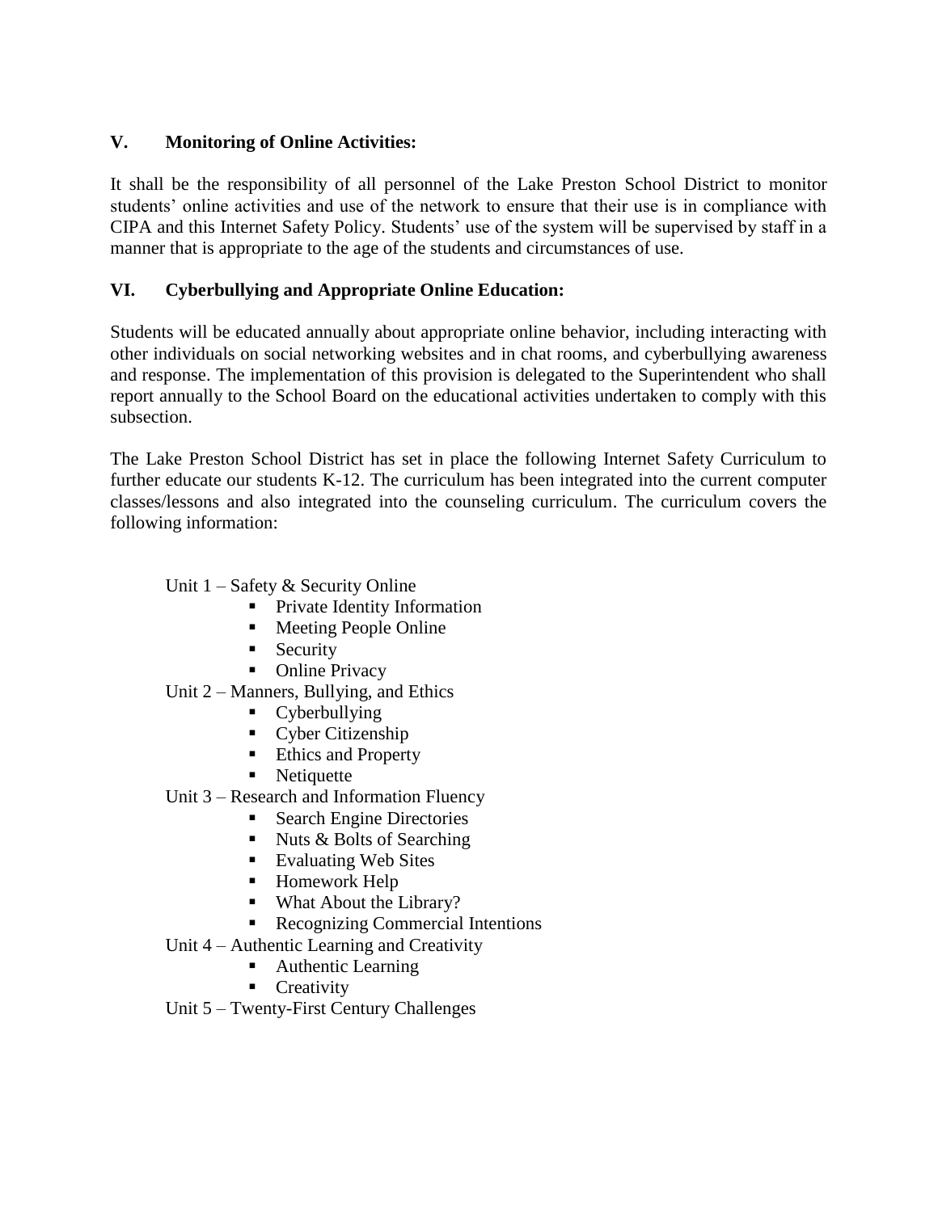## V. Monitoring of Online Activities:

It shall be the responsibility of all personnel of the Lake Preston School District to monitor students' online activities and use of the network to ensure that their use is in compliance with CIPA and this Internet Safety Policy. Students' use of the system will be supervised by staff in a manner that is appropriate to the age of the students and circumstances of use.

## VI. Cyberbullying and Appropriate Online Education:

Students will be educated annually about appropriate online behavior, including interacting with other individuals on social networking websites and in chat rooms, and cyberbullying awareness and response. The implementation of this provision is delegated to the Superintendent who shall report annually to the School Board on the educational activities undertaken to comply with this subsection.

The Lake Preston School District has set in place the following Internet Safety Curriculum to further educate our students K-12. The curriculum has been integrated into the current computer classes/lessons and also integrated into the counseling curriculum. The curriculum covers the following information:

- Unit 1 – Safety & Security Online
  - Private Identity Information
  - Meeting People Online
  - Security
  - Online Privacy
- Unit 2 – Manners, Bullying, and Ethics
  - Cyberbullying
  - Cyber Citizenship
  - Ethics and Property
  - Netiquette
- Unit 3 – Research and Information Fluency
  - Search Engine Directories
  - Nuts & Bolts of Searching
  - Evaluating Web Sites
  - Homework Help
  - What About the Library?
  - Recognizing Commercial Intentions
- Unit 4 – Authentic Learning and Creativity
  - Authentic Learning
  - Creativity
- Unit 5 – Twenty-First Century Challenges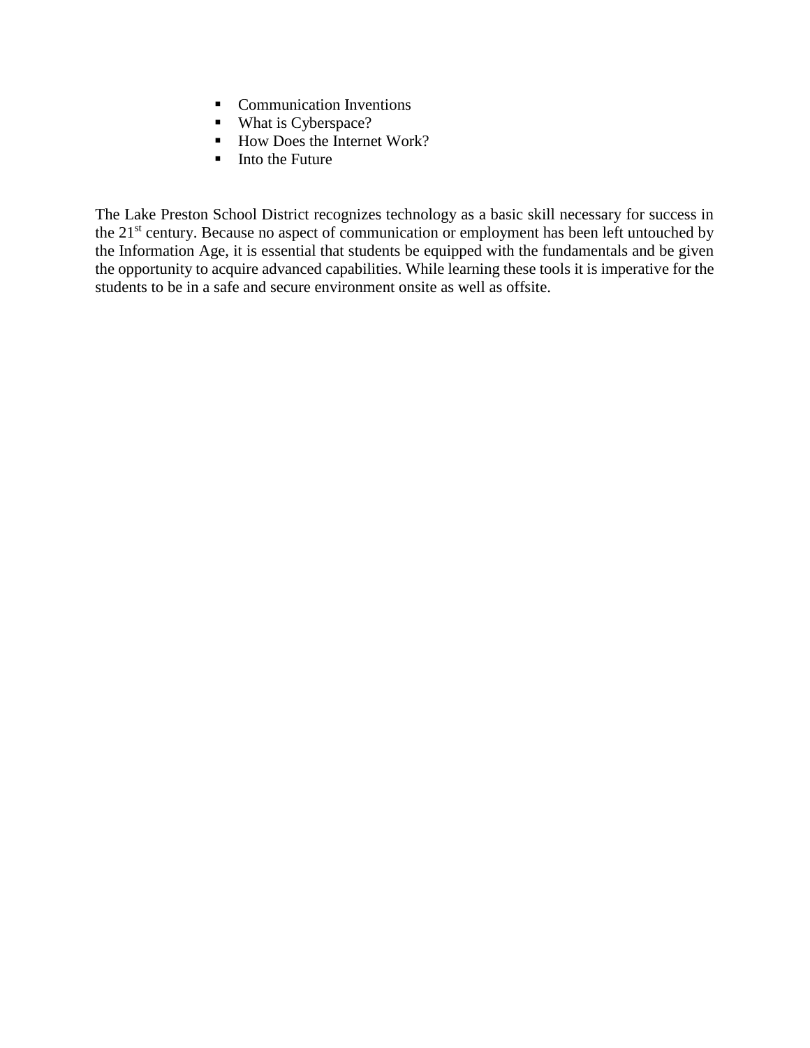- Communication Inventions
- What is Cyberspace?
- How Does the Internet Work?
- Into the Future

The Lake Preston School District recognizes technology as a basic skill necessary for success in the 21st century. Because no aspect of communication or employment has been left untouched by the Information Age, it is essential that students be equipped with the fundamentals and be given the opportunity to acquire advanced capabilities. While learning these tools it is imperative for the students to be in a safe and secure environment onsite as well as offsite.